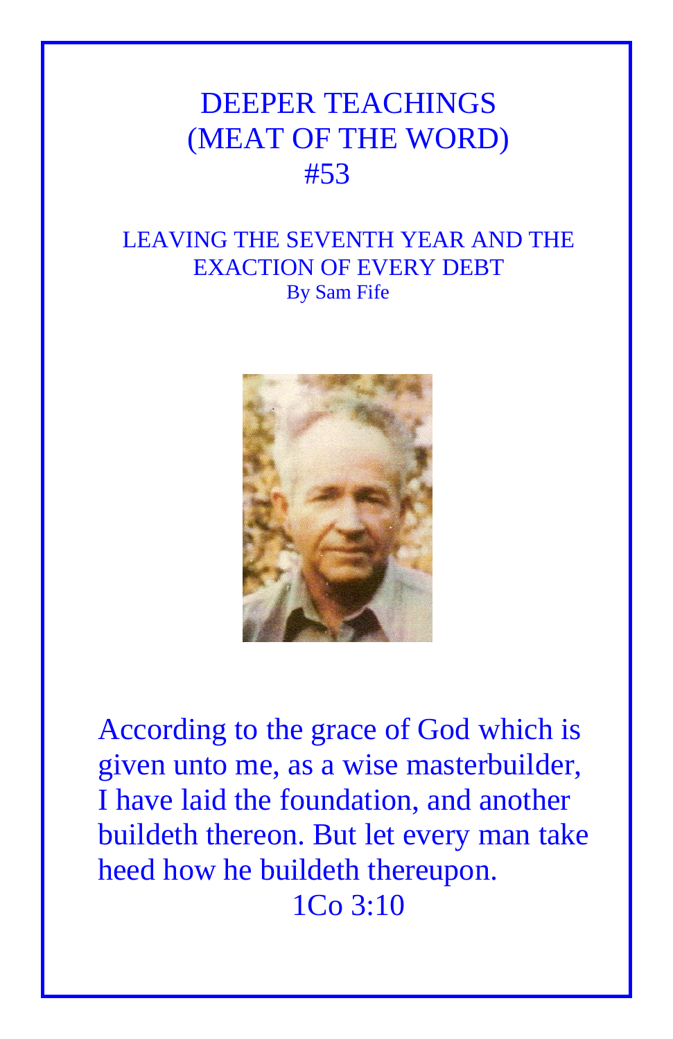# DEEPER TEACHINGS
# (MEAT OF THE WORD)
# #53

## LEAVING THE SEVENTH YEAR AND THE EXACTION OF EVERY DEBT

By Sam Fife

According to the grace of God which is given unto me, as a wise masterbuilder, I have laid the foundation, and another buildeth thereon. But let every man take heed how he buildeth thereupon.

1Co 3:10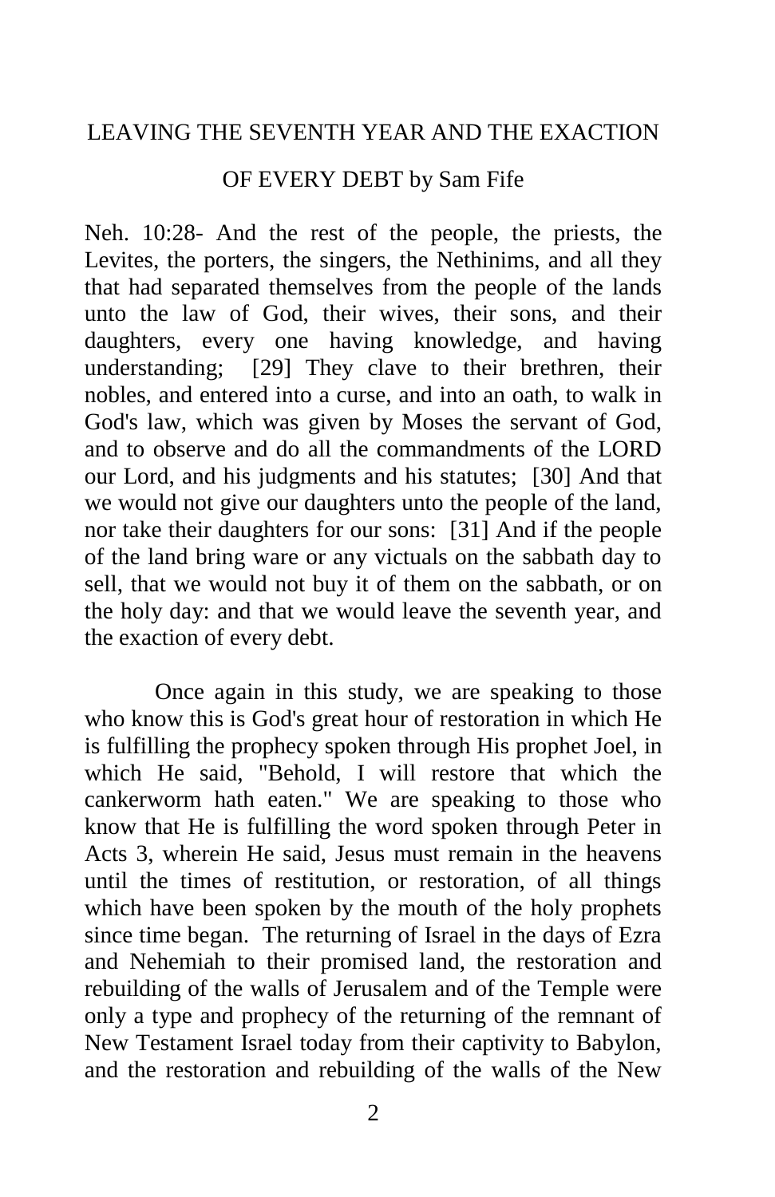# LEAVING THE SEVENTH YEAR AND THE EXACTION OF EVERY DEBT by Sam Fife

Neh. 10:28- And the rest of the people, the priests, the Levites, the porters, the singers, the Nethinims, and all they that had separated themselves from the people of the lands unto the law of God, their wives, their sons, and their daughters, every one having knowledge, and having understanding; [29] They clave to their brethren, their nobles, and entered into a curse, and into an oath, to walk in God's law, which was given by Moses the servant of God, and to observe and do all the commandments of the LORD our Lord, and his judgments and his statutes; [30] And that we would not give our daughters unto the people of the land, nor take their daughters for our sons: [31] And if the people of the land bring ware or any victuals on the sabbath day to sell, that we would not buy it of them on the sabbath, or on the holy day: and that we would leave the seventh year, and the exaction of every debt.

Once again in this study, we are speaking to those who know this is God's great hour of restoration in which He is fulfilling the prophecy spoken through His prophet Joel, in which He said, "Behold, I will restore that which the cankerworm hath eaten." We are speaking to those who know that He is fulfilling the word spoken through Peter in Acts 3, wherein He said, Jesus must remain in the heavens until the times of restitution, or restoration, of all things which have been spoken by the mouth of the holy prophets since time began. The returning of Israel in the days of Ezra and Nehemiah to their promised land, the restoration and rebuilding of the walls of Jerusalem and of the Temple were only a type and prophecy of the returning of the remnant of New Testament Israel today from their captivity to Babylon, and the restoration and rebuilding of the walls of the New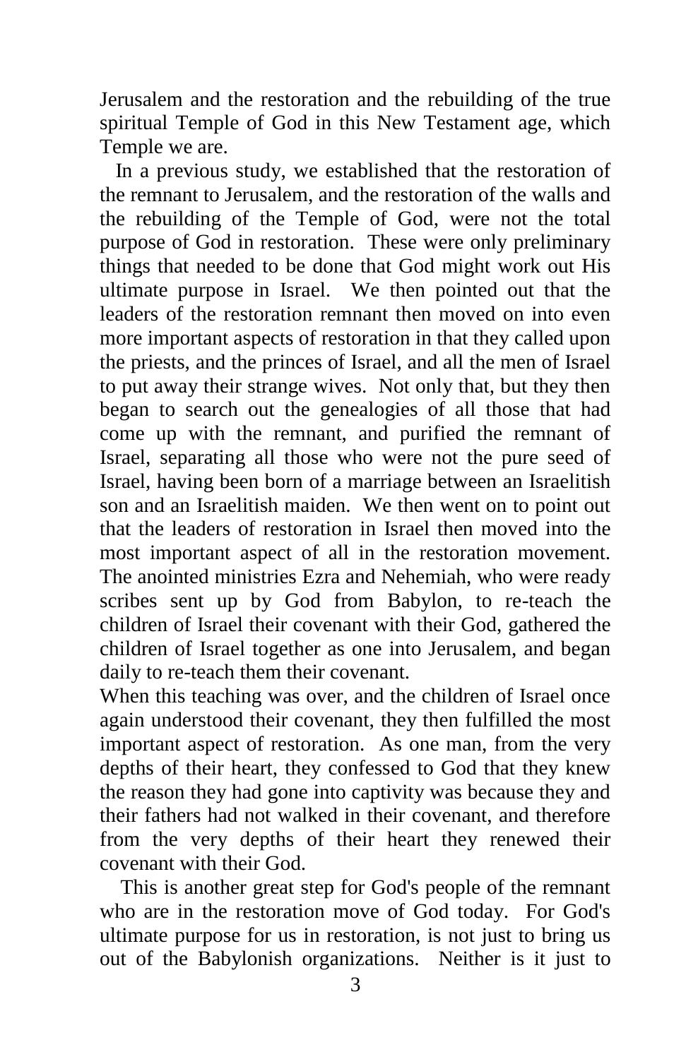Jerusalem and the restoration and the rebuilding of the true spiritual Temple of God in this New Testament age, which Temple we are.

In a previous study, we established that the restoration of the remnant to Jerusalem, and the restoration of the walls and the rebuilding of the Temple of God, were not the total purpose of God in restoration. These were only preliminary things that needed to be done that God might work out His ultimate purpose in Israel. We then pointed out that the leaders of the restoration remnant then moved on into even more important aspects of restoration in that they called upon the priests, and the princes of Israel, and all the men of Israel to put away their strange wives. Not only that, but they then began to search out the genealogies of all those that had come up with the remnant, and purified the remnant of Israel, separating all those who were not the pure seed of Israel, having been born of a marriage between an Israelitish son and an Israelitish maiden. We then went on to point out that the leaders of restoration in Israel then moved into the most important aspect of all in the restoration movement. The anointed ministries Ezra and Nehemiah, who were ready scribes sent up by God from Babylon, to re-teach the children of Israel their covenant with their God, gathered the children of Israel together as one into Jerusalem, and began daily to re-teach them their covenant.

When this teaching was over, and the children of Israel once again understood their covenant, they then fulfilled the most important aspect of restoration. As one man, from the very depths of their heart, they confessed to God that they knew the reason they had gone into captivity was because they and their fathers had not walked in their covenant, and therefore from the very depths of their heart they renewed their covenant with their God.

This is another great step for God's people of the remnant who are in the restoration move of God today. For God's ultimate purpose for us in restoration, is not just to bring us out of the Babylonish organizations. Neither is it just to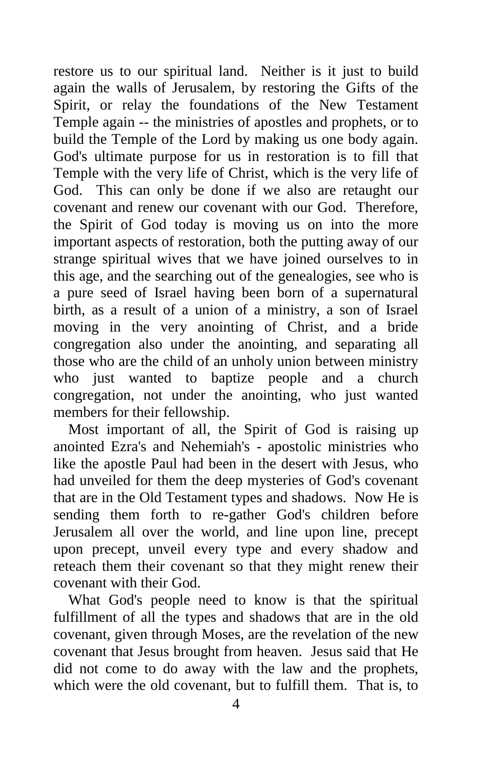restore us to our spiritual land. Neither is it just to build again the walls of Jerusalem, by restoring the Gifts of the Spirit, or relay the foundations of the New Testament Temple again -- the ministries of apostles and prophets, or to build the Temple of the Lord by making us one body again. God's ultimate purpose for us in restoration is to fill that Temple with the very life of Christ, which is the very life of God. This can only be done if we also are retaught our covenant and renew our covenant with our God. Therefore, the Spirit of God today is moving us on into the more important aspects of restoration, both the putting away of our strange spiritual wives that we have joined ourselves to in this age, and the searching out of the genealogies, see who is a pure seed of Israel having been born of a supernatural birth, as a result of a union of a ministry, a son of Israel moving in the very anointing of Christ, and a bride congregation also under the anointing, and separating all those who are the child of an unholy union between ministry who just wanted to baptize people and a church congregation, not under the anointing, who just wanted members for their fellowship.

Most important of all, the Spirit of God is raising up anointed Ezra's and Nehemiah's - apostolic ministries who like the apostle Paul had been in the desert with Jesus, who had unveiled for them the deep mysteries of God's covenant that are in the Old Testament types and shadows. Now He is sending them forth to re-gather God's children before Jerusalem all over the world, and line upon line, precept upon precept, unveil every type and every shadow and reteach them their covenant so that they might renew their covenant with their God.

What God's people need to know is that the spiritual fulfillment of all the types and shadows that are in the old covenant, given through Moses, are the revelation of the new covenant that Jesus brought from heaven. Jesus said that He did not come to do away with the law and the prophets, which were the old covenant, but to fulfill them. That is, to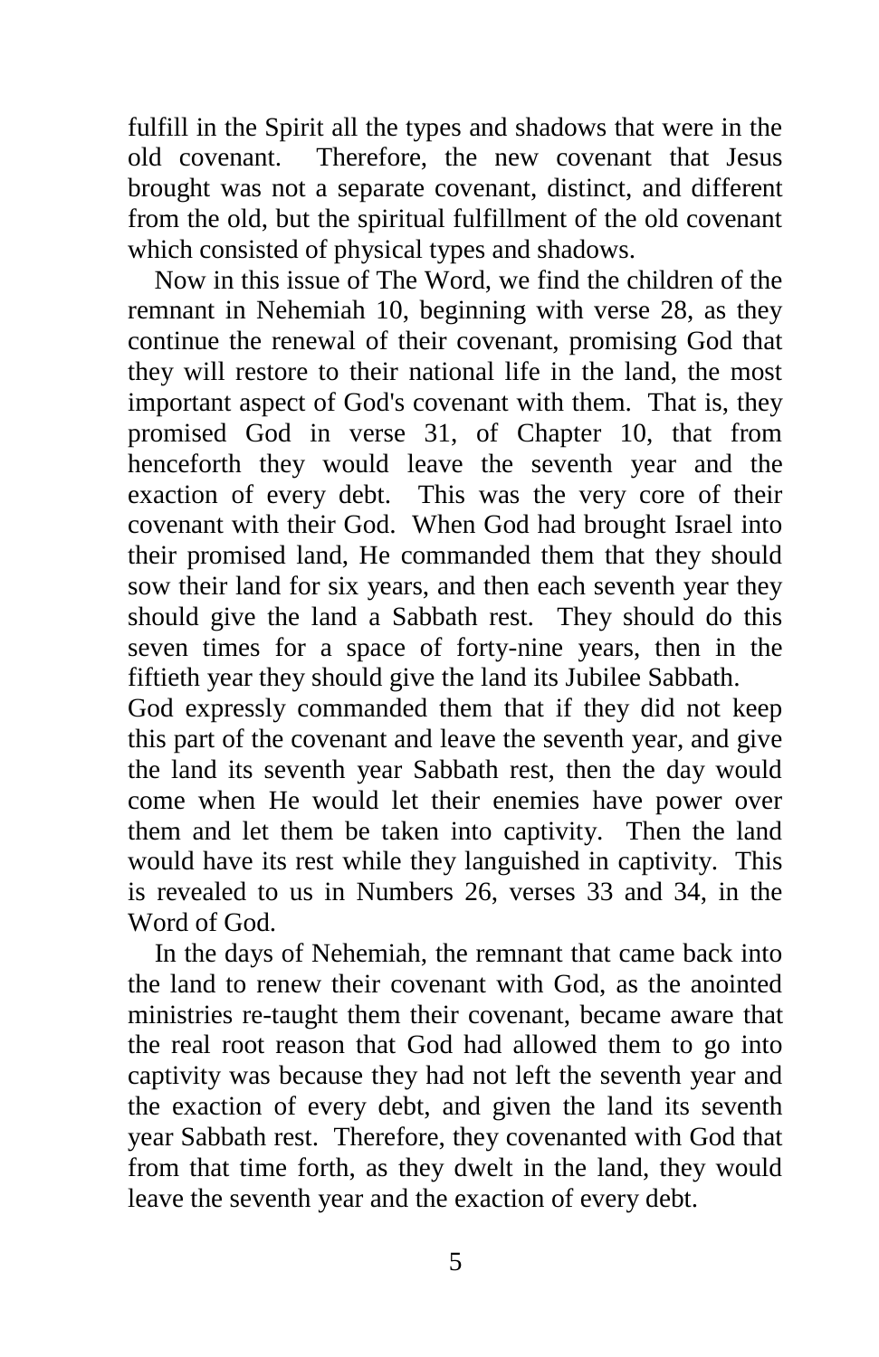fulfill in the Spirit all the types and shadows that were in the old covenant. Therefore, the new covenant that Jesus brought was not a separate covenant, distinct, and different from the old, but the spiritual fulfillment of the old covenant which consisted of physical types and shadows.

Now in this issue of The Word, we find the children of the remnant in Nehemiah 10, beginning with verse 28, as they continue the renewal of their covenant, promising God that they will restore to their national life in the land, the most important aspect of God's covenant with them. That is, they promised God in verse 31, of Chapter 10, that from henceforth they would leave the seventh year and the exaction of every debt. This was the very core of their covenant with their God. When God had brought Israel into their promised land, He commanded them that they should sow their land for six years, and then each seventh year they should give the land a Sabbath rest. They should do this seven times for a space of forty-nine years, then in the fiftieth year they should give the land its Jubilee Sabbath.
God expressly commanded them that if they did not keep this part of the covenant and leave the seventh year, and give the land its seventh year Sabbath rest, then the day would come when He would let their enemies have power over them and let them be taken into captivity. Then the land would have its rest while they languished in captivity. This is revealed to us in Numbers 26, verses 33 and 34, in the Word of God.

In the days of Nehemiah, the remnant that came back into the land to renew their covenant with God, as the anointed ministries re-taught them their covenant, became aware that the real root reason that God had allowed them to go into captivity was because they had not left the seventh year and the exaction of every debt, and given the land its seventh year Sabbath rest. Therefore, they covenanted with God that from that time forth, as they dwelt in the land, they would leave the seventh year and the exaction of every debt.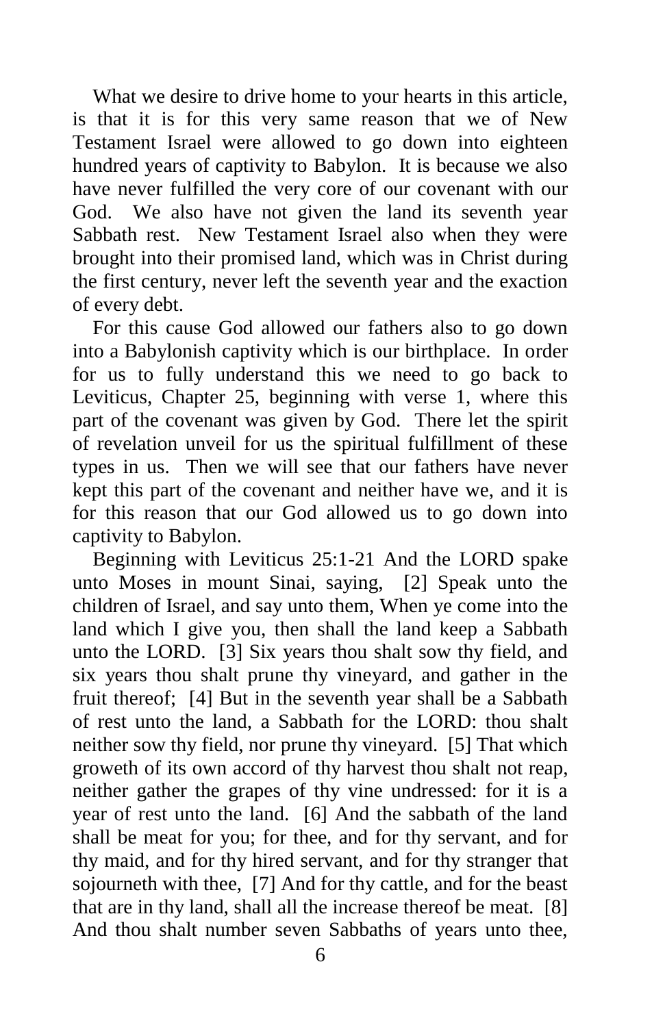What we desire to drive home to your hearts in this article, is that it is for this very same reason that we of New Testament Israel were allowed to go down into eighteen hundred years of captivity to Babylon. It is because we also have never fulfilled the very core of our covenant with our God. We also have not given the land its seventh year Sabbath rest. New Testament Israel also when they were brought into their promised land, which was in Christ during the first century, never left the seventh year and the exaction of every debt.

For this cause God allowed our fathers also to go down into a Babylonish captivity which is our birthplace. In order for us to fully understand this we need to go back to Leviticus, Chapter 25, beginning with verse 1, where this part of the covenant was given by God. There let the spirit of revelation unveil for us the spiritual fulfillment of these types in us. Then we will see that our fathers have never kept this part of the covenant and neither have we, and it is for this reason that our God allowed us to go down into captivity to Babylon.

Beginning with Leviticus 25:1-21 And the LORD spake unto Moses in mount Sinai, saying, [2] Speak unto the children of Israel, and say unto them, When ye come into the land which I give you, then shall the land keep a Sabbath unto the LORD. [3] Six years thou shalt sow thy field, and six years thou shalt prune thy vineyard, and gather in the fruit thereof; [4] But in the seventh year shall be a Sabbath of rest unto the land, a Sabbath for the LORD: thou shalt neither sow thy field, nor prune thy vineyard. [5] That which groweth of its own accord of thy harvest thou shalt not reap, neither gather the grapes of thy vine undressed: for it is a year of rest unto the land. [6] And the sabbath of the land shall be meat for you; for thee, and for thy servant, and for thy maid, and for thy hired servant, and for thy stranger that sojourneth with thee, [7] And for thy cattle, and for the beast that are in thy land, shall all the increase thereof be meat. [8] And thou shalt number seven Sabbaths of years unto thee,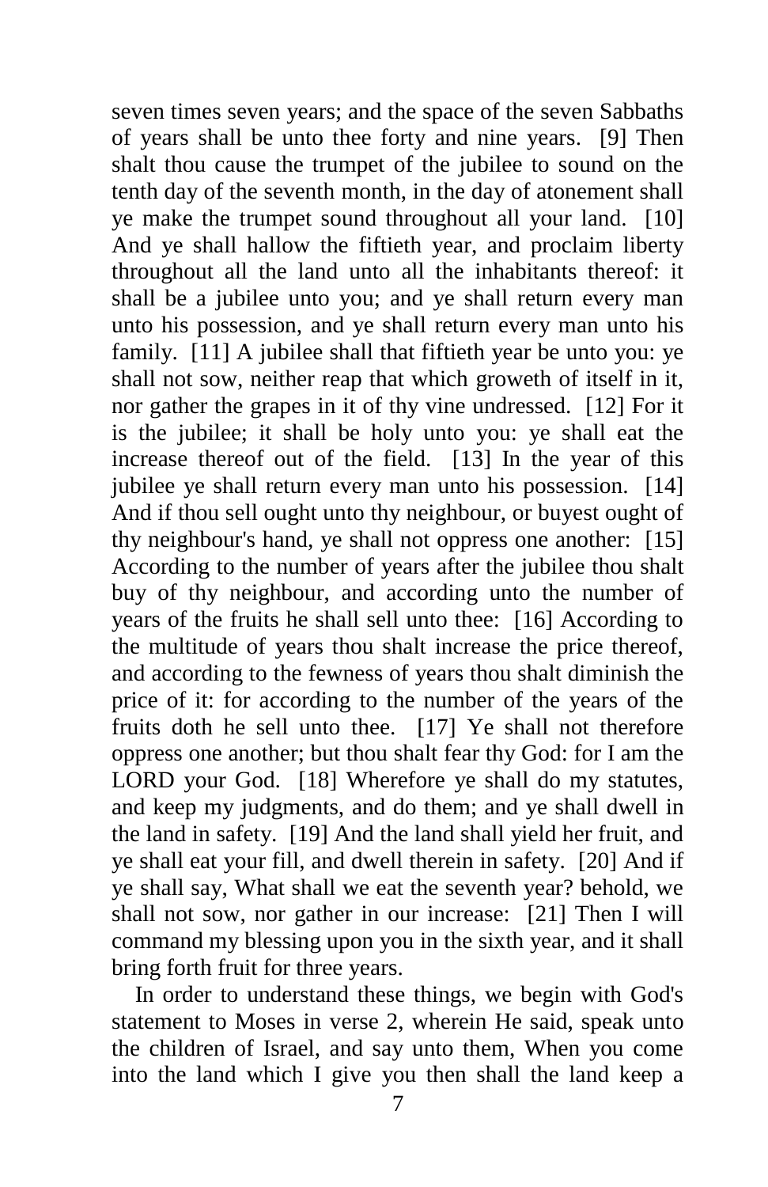seven times seven years; and the space of the seven Sabbaths of years shall be unto thee forty and nine years. [9] Then shalt thou cause the trumpet of the jubilee to sound on the tenth day of the seventh month, in the day of atonement shall ye make the trumpet sound throughout all your land. [10] And ye shall hallow the fiftieth year, and proclaim liberty throughout all the land unto all the inhabitants thereof: it shall be a jubilee unto you; and ye shall return every man unto his possession, and ye shall return every man unto his family. [11] A jubilee shall that fiftieth year be unto you: ye shall not sow, neither reap that which groweth of itself in it, nor gather the grapes in it of thy vine undressed. [12] For it is the jubilee; it shall be holy unto you: ye shall eat the increase thereof out of the field. [13] In the year of this jubilee ye shall return every man unto his possession. [14] And if thou sell ought unto thy neighbour, or buyest ought of thy neighbour's hand, ye shall not oppress one another: [15] According to the number of years after the jubilee thou shalt buy of thy neighbour, and according unto the number of years of the fruits he shall sell unto thee: [16] According to the multitude of years thou shalt increase the price thereof, and according to the fewness of years thou shalt diminish the price of it: for according to the number of the years of the fruits doth he sell unto thee. [17] Ye shall not therefore oppress one another; but thou shalt fear thy God: for I am the LORD your God. [18] Wherefore ye shall do my statutes, and keep my judgments, and do them; and ye shall dwell in the land in safety. [19] And the land shall yield her fruit, and ye shall eat your fill, and dwell therein in safety. [20] And if ye shall say, What shall we eat the seventh year? behold, we shall not sow, nor gather in our increase: [21] Then I will command my blessing upon you in the sixth year, and it shall bring forth fruit for three years.

In order to understand these things, we begin with God's statement to Moses in verse 2, wherein He said, speak unto the children of Israel, and say unto them, When you come into the land which I give you then shall the land keep a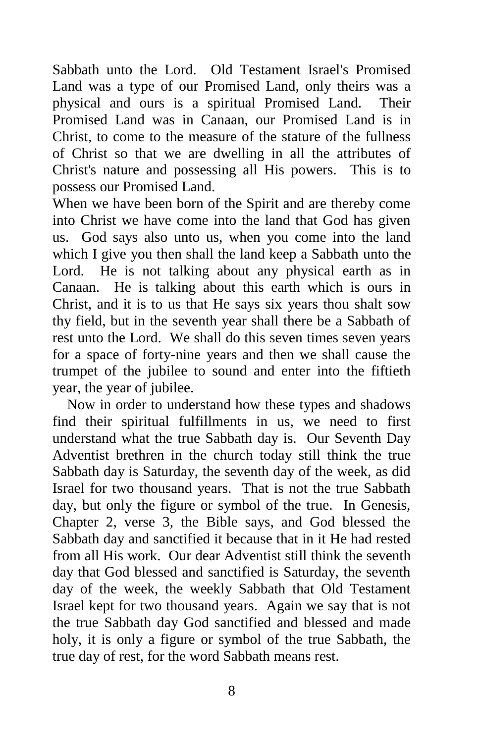Sabbath unto the Lord. Old Testament Israel's Promised Land was a type of our Promised Land, only theirs was a physical and ours is a spiritual Promised Land. Their Promised Land was in Canaan, our Promised Land is in Christ, to come to the measure of the stature of the fullness of Christ so that we are dwelling in all the attributes of Christ's nature and possessing all His powers. This is to possess our Promised Land.

When we have been born of the Spirit and are thereby come into Christ we have come into the land that God has given us. God says also unto us, when you come into the land which I give you then shall the land keep a Sabbath unto the Lord. He is not talking about any physical earth as in Canaan. He is talking about this earth which is ours in Christ, and it is to us that He says six years thou shalt sow thy field, but in the seventh year shall there be a Sabbath of rest unto the Lord. We shall do this seven times seven years for a space of forty-nine years and then we shall cause the trumpet of the jubilee to sound and enter into the fiftieth year, the year of jubilee.

Now in order to understand how these types and shadows find their spiritual fulfillments in us, we need to first understand what the true Sabbath day is. Our Seventh Day Adventist brethren in the church today still think the true Sabbath day is Saturday, the seventh day of the week, as did Israel for two thousand years. That is not the true Sabbath day, but only the figure or symbol of the true. In Genesis, Chapter 2, verse 3, the Bible says, and God blessed the Sabbath day and sanctified it because that in it He had rested from all His work. Our dear Adventist still think the seventh day that God blessed and sanctified is Saturday, the seventh day of the week, the weekly Sabbath that Old Testament Israel kept for two thousand years. Again we say that is not the true Sabbath day God sanctified and blessed and made holy, it is only a figure or symbol of the true Sabbath, the true day of rest, for the word Sabbath means rest.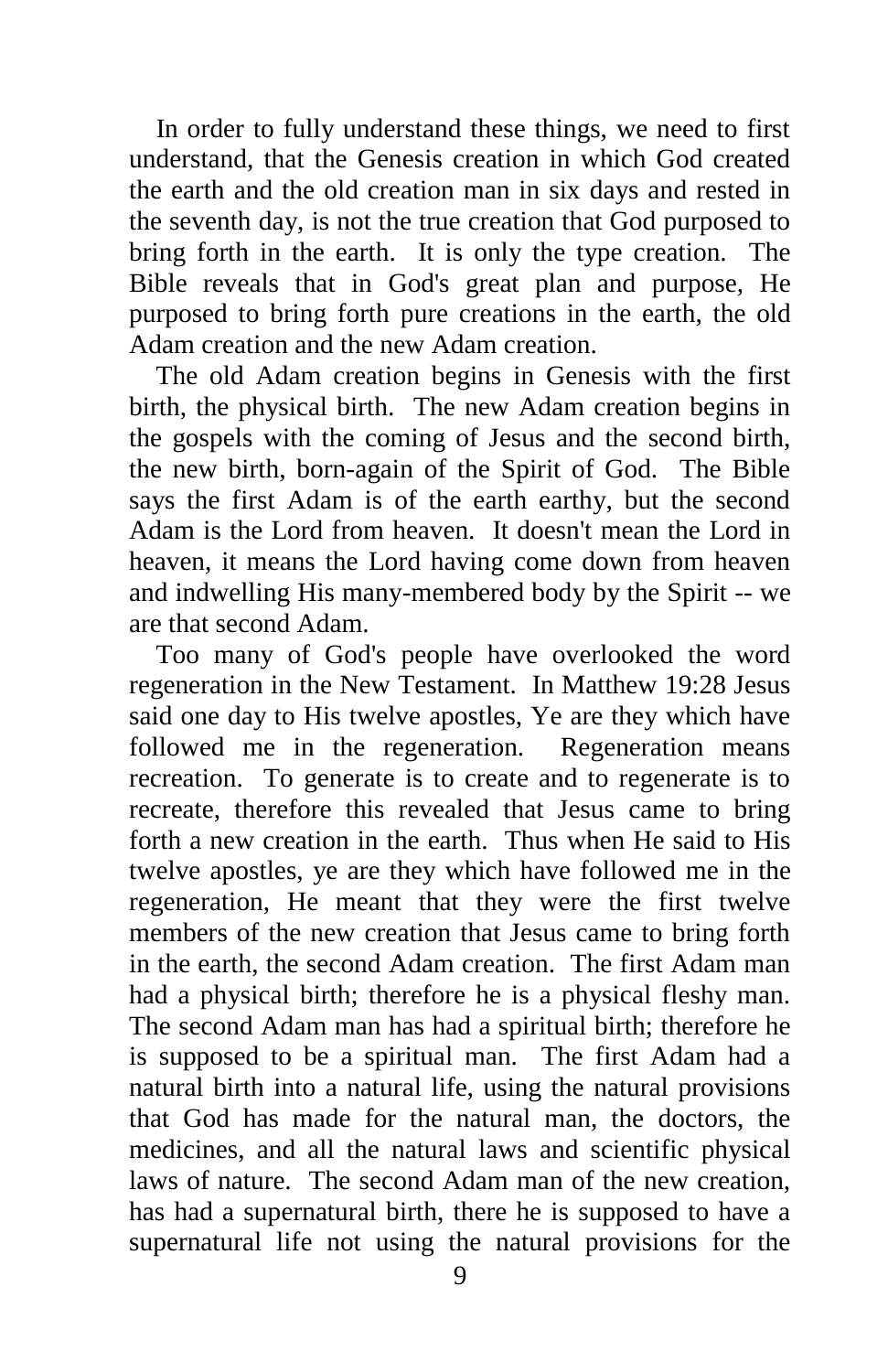In order to fully understand these things, we need to first understand, that the Genesis creation in which God created the earth and the old creation man in six days and rested in the seventh day, is not the true creation that God purposed to bring forth in the earth. It is only the type creation. The Bible reveals that in God's great plan and purpose, He purposed to bring forth pure creations in the earth, the old Adam creation and the new Adam creation.

The old Adam creation begins in Genesis with the first birth, the physical birth. The new Adam creation begins in the gospels with the coming of Jesus and the second birth, the new birth, born-again of the Spirit of God. The Bible says the first Adam is of the earth earthy, but the second Adam is the Lord from heaven. It doesn't mean the Lord in heaven, it means the Lord having come down from heaven and indwelling His many-membered body by the Spirit -- we are that second Adam.

Too many of God's people have overlooked the word regeneration in the New Testament. In Matthew 19:28 Jesus said one day to His twelve apostles, Ye are they which have followed me in the regeneration. Regeneration means recreation. To generate is to create and to regenerate is to recreate, therefore this revealed that Jesus came to bring forth a new creation in the earth. Thus when He said to His twelve apostles, ye are they which have followed me in the regeneration, He meant that they were the first twelve members of the new creation that Jesus came to bring forth in the earth, the second Adam creation. The first Adam man had a physical birth; therefore he is a physical fleshy man. The second Adam man has had a spiritual birth; therefore he is supposed to be a spiritual man. The first Adam had a natural birth into a natural life, using the natural provisions that God has made for the natural man, the doctors, the medicines, and all the natural laws and scientific physical laws of nature. The second Adam man of the new creation, has had a supernatural birth, there he is supposed to have a supernatural life not using the natural provisions for the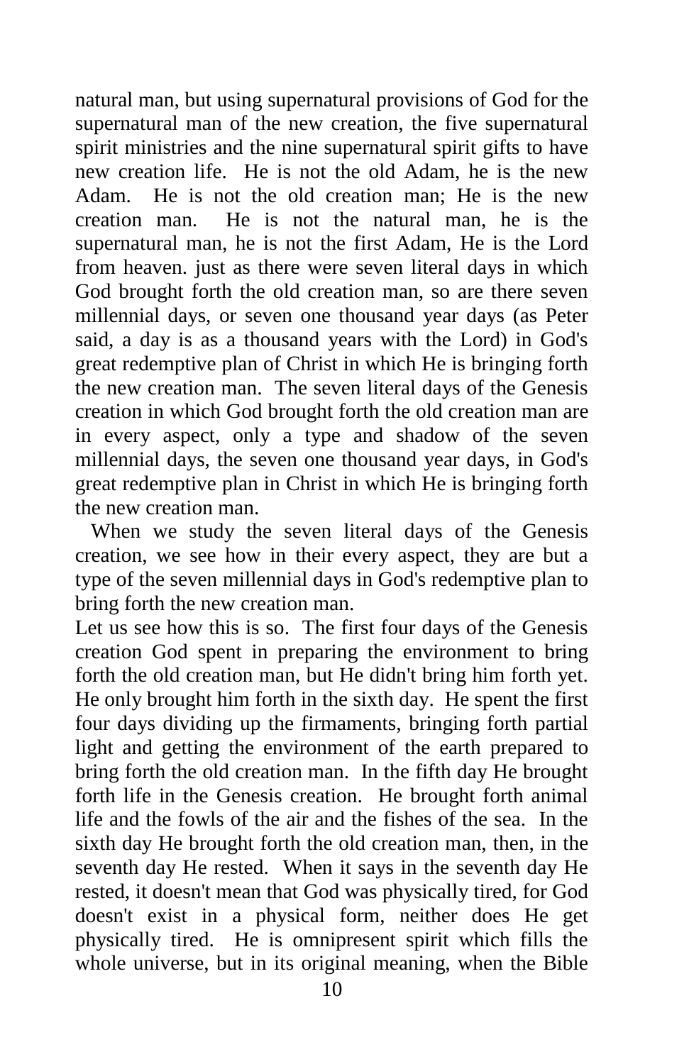natural man, but using supernatural provisions of God for the supernatural man of the new creation, the five supernatural spirit ministries and the nine supernatural spirit gifts to have new creation life. He is not the old Adam, he is the new Adam. He is not the old creation man; He is the new creation man. He is not the natural man, he is the supernatural man, he is not the first Adam, He is the Lord from heaven. just as there were seven literal days in which God brought forth the old creation man, so are there seven millennial days, or seven one thousand year days (as Peter said, a day is as a thousand years with the Lord) in God's great redemptive plan of Christ in which He is bringing forth the new creation man. The seven literal days of the Genesis creation in which God brought forth the old creation man are in every aspect, only a type and shadow of the seven millennial days, the seven one thousand year days, in God's great redemptive plan in Christ in which He is bringing forth the new creation man.

When we study the seven literal days of the Genesis creation, we see how in their every aspect, they are but a type of the seven millennial days in God's redemptive plan to bring forth the new creation man.

Let us see how this is so. The first four days of the Genesis creation God spent in preparing the environment to bring forth the old creation man, but He didn't bring him forth yet. He only brought him forth in the sixth day. He spent the first four days dividing up the firmaments, bringing forth partial light and getting the environment of the earth prepared to bring forth the old creation man. In the fifth day He brought forth life in the Genesis creation. He brought forth animal life and the fowls of the air and the fishes of the sea. In the sixth day He brought forth the old creation man, then, in the seventh day He rested. When it says in the seventh day He rested, it doesn't mean that God was physically tired, for God doesn't exist in a physical form, neither does He get physically tired. He is omnipresent spirit which fills the whole universe, but in its original meaning, when the Bible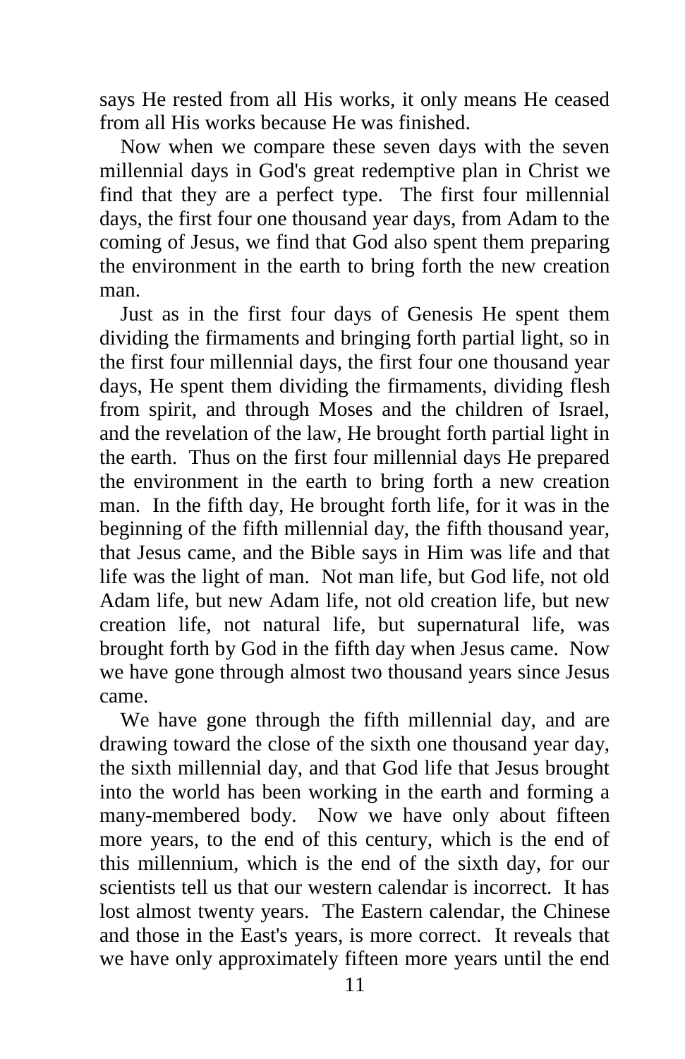says He rested from all His works, it only means He ceased from all His works because He was finished.

Now when we compare these seven days with the seven millennial days in God's great redemptive plan in Christ we find that they are a perfect type. The first four millennial days, the first four one thousand year days, from Adam to the coming of Jesus, we find that God also spent them preparing the environment in the earth to bring forth the new creation man.

Just as in the first four days of Genesis He spent them dividing the firmaments and bringing forth partial light, so in the first four millennial days, the first four one thousand year days, He spent them dividing the firmaments, dividing flesh from spirit, and through Moses and the children of Israel, and the revelation of the law, He brought forth partial light in the earth. Thus on the first four millennial days He prepared the environment in the earth to bring forth a new creation man. In the fifth day, He brought forth life, for it was in the beginning of the fifth millennial day, the fifth thousand year, that Jesus came, and the Bible says in Him was life and that life was the light of man. Not man life, but God life, not old Adam life, but new Adam life, not old creation life, but new creation life, not natural life, but supernatural life, was brought forth by God in the fifth day when Jesus came. Now we have gone through almost two thousand years since Jesus came.

We have gone through the fifth millennial day, and are drawing toward the close of the sixth one thousand year day, the sixth millennial day, and that God life that Jesus brought into the world has been working in the earth and forming a many-membered body. Now we have only about fifteen more years, to the end of this century, which is the end of this millennium, which is the end of the sixth day, for our scientists tell us that our western calendar is incorrect. It has lost almost twenty years. The Eastern calendar, the Chinese and those in the East's years, is more correct. It reveals that we have only approximately fifteen more years until the end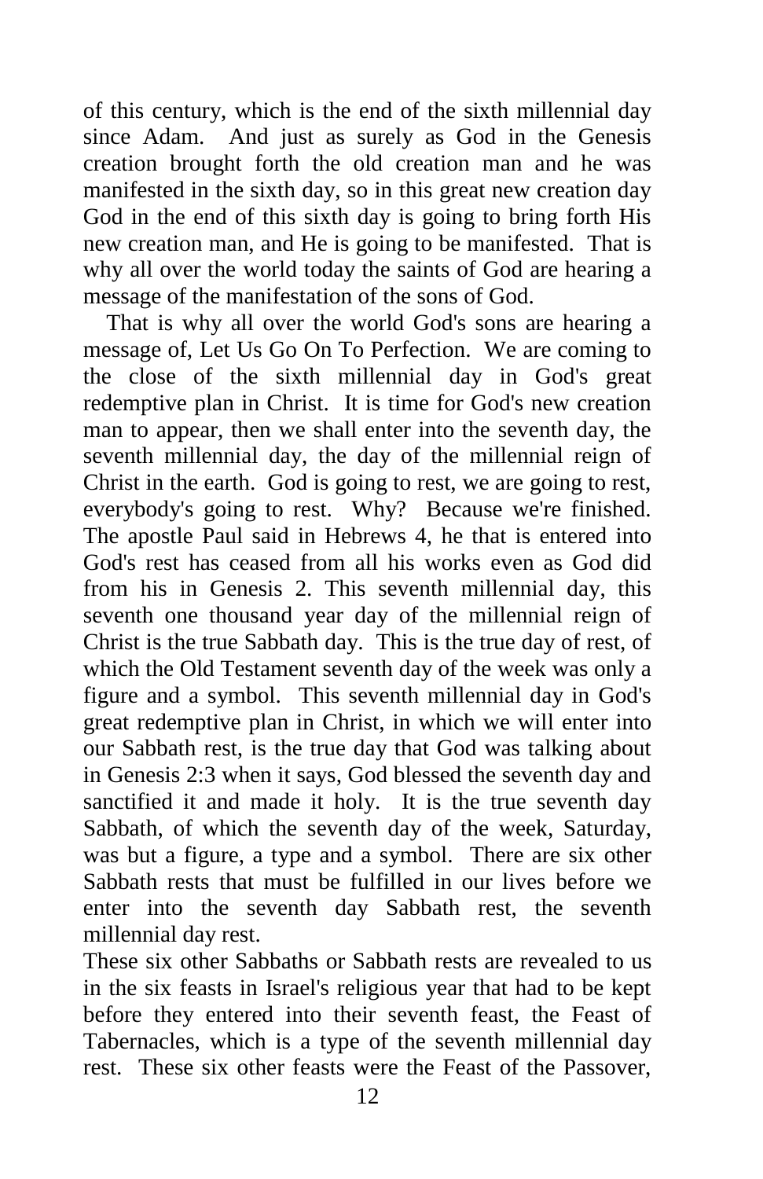of this century, which is the end of the sixth millennial day since Adam. And just as surely as God in the Genesis creation brought forth the old creation man and he was manifested in the sixth day, so in this great new creation day God in the end of this sixth day is going to bring forth His new creation man, and He is going to be manifested. That is why all over the world today the saints of God are hearing a message of the manifestation of the sons of God.

That is why all over the world God's sons are hearing a message of, Let Us Go On To Perfection. We are coming to the close of the sixth millennial day in God's great redemptive plan in Christ. It is time for God's new creation man to appear, then we shall enter into the seventh day, the seventh millennial day, the day of the millennial reign of Christ in the earth. God is going to rest, we are going to rest, everybody's going to rest. Why? Because we're finished. The apostle Paul said in Hebrews 4, he that is entered into God's rest has ceased from all his works even as God did from his in Genesis 2. This seventh millennial day, this seventh one thousand year day of the millennial reign of Christ is the true Sabbath day. This is the true day of rest, of which the Old Testament seventh day of the week was only a figure and a symbol. This seventh millennial day in God's great redemptive plan in Christ, in which we will enter into our Sabbath rest, is the true day that God was talking about in Genesis 2:3 when it says, God blessed the seventh day and sanctified it and made it holy. It is the true seventh day Sabbath, of which the seventh day of the week, Saturday, was but a figure, a type and a symbol. There are six other Sabbath rests that must be fulfilled in our lives before we enter into the seventh day Sabbath rest, the seventh millennial day rest.

These six other Sabbaths or Sabbath rests are revealed to us in the six feasts in Israel's religious year that had to be kept before they entered into their seventh feast, the Feast of Tabernacles, which is a type of the seventh millennial day rest. These six other feasts were the Feast of the Passover,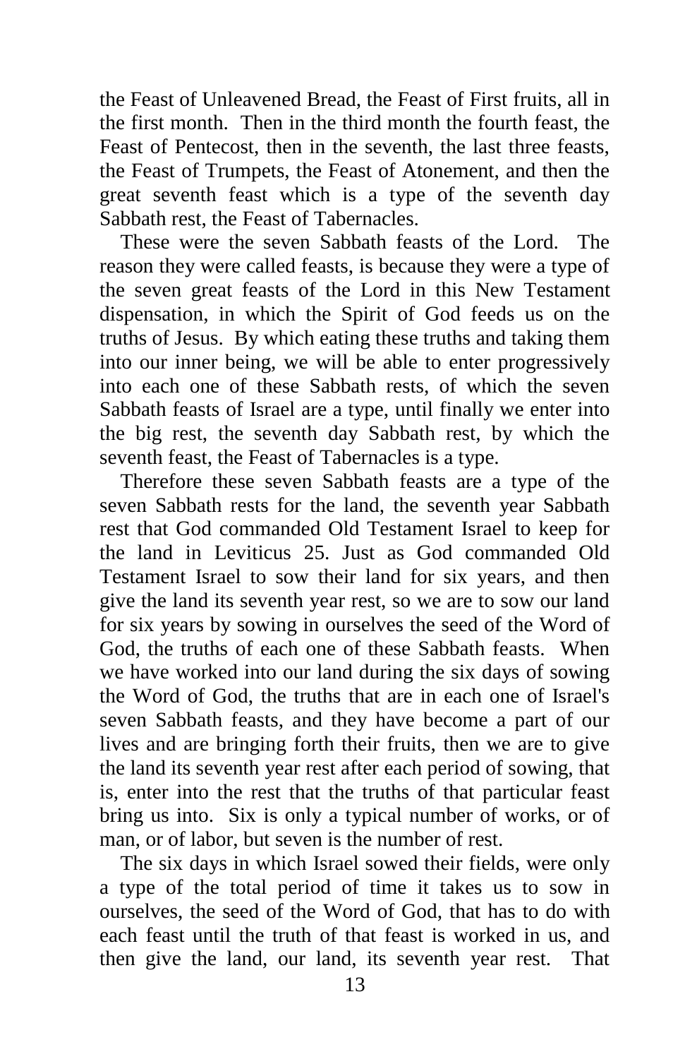the Feast of Unleavened Bread, the Feast of First fruits, all in the first month. Then in the third month the fourth feast, the Feast of Pentecost, then in the seventh, the last three feasts, the Feast of Trumpets, the Feast of Atonement, and then the great seventh feast which is a type of the seventh day Sabbath rest, the Feast of Tabernacles.

These were the seven Sabbath feasts of the Lord. The reason they were called feasts, is because they were a type of the seven great feasts of the Lord in this New Testament dispensation, in which the Spirit of God feeds us on the truths of Jesus. By which eating these truths and taking them into our inner being, we will be able to enter progressively into each one of these Sabbath rests, of which the seven Sabbath feasts of Israel are a type, until finally we enter into the big rest, the seventh day Sabbath rest, by which the seventh feast, the Feast of Tabernacles is a type.

Therefore these seven Sabbath feasts are a type of the seven Sabbath rests for the land, the seventh year Sabbath rest that God commanded Old Testament Israel to keep for the land in Leviticus 25. Just as God commanded Old Testament Israel to sow their land for six years, and then give the land its seventh year rest, so we are to sow our land for six years by sowing in ourselves the seed of the Word of God, the truths of each one of these Sabbath feasts. When we have worked into our land during the six days of sowing the Word of God, the truths that are in each one of Israel's seven Sabbath feasts, and they have become a part of our lives and are bringing forth their fruits, then we are to give the land its seventh year rest after each period of sowing, that is, enter into the rest that the truths of that particular feast bring us into. Six is only a typical number of works, or of man, or of labor, but seven is the number of rest.

The six days in which Israel sowed their fields, were only a type of the total period of time it takes us to sow in ourselves, the seed of the Word of God, that has to do with each feast until the truth of that feast is worked in us, and then give the land, our land, its seventh year rest. That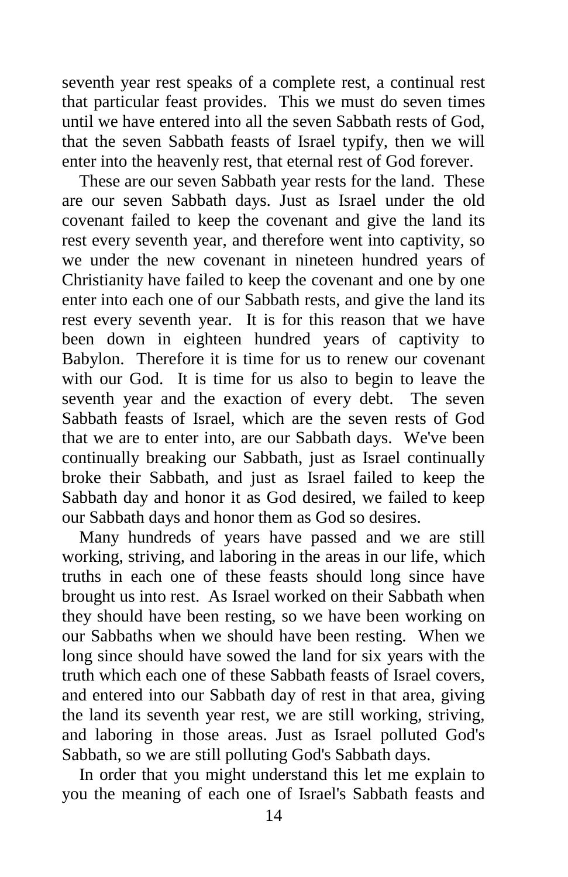seventh year rest speaks of a complete rest, a continual rest that particular feast provides. This we must do seven times until we have entered into all the seven Sabbath rests of God, that the seven Sabbath feasts of Israel typify, then we will enter into the heavenly rest, that eternal rest of God forever.

These are our seven Sabbath year rests for the land. These are our seven Sabbath days. Just as Israel under the old covenant failed to keep the covenant and give the land its rest every seventh year, and therefore went into captivity, so we under the new covenant in nineteen hundred years of Christianity have failed to keep the covenant and one by one enter into each one of our Sabbath rests, and give the land its rest every seventh year. It is for this reason that we have been down in eighteen hundred years of captivity to Babylon. Therefore it is time for us to renew our covenant with our God. It is time for us also to begin to leave the seventh year and the exaction of every debt. The seven Sabbath feasts of Israel, which are the seven rests of God that we are to enter into, are our Sabbath days. We've been continually breaking our Sabbath, just as Israel continually broke their Sabbath, and just as Israel failed to keep the Sabbath day and honor it as God desired, we failed to keep our Sabbath days and honor them as God so desires.

Many hundreds of years have passed and we are still working, striving, and laboring in the areas in our life, which truths in each one of these feasts should long since have brought us into rest. As Israel worked on their Sabbath when they should have been resting, so we have been working on our Sabbaths when we should have been resting. When we long since should have sowed the land for six years with the truth which each one of these Sabbath feasts of Israel covers, and entered into our Sabbath day of rest in that area, giving the land its seventh year rest, we are still working, striving, and laboring in those areas. Just as Israel polluted God's Sabbath, so we are still polluting God's Sabbath days.

In order that you might understand this let me explain to you the meaning of each one of Israel's Sabbath feasts and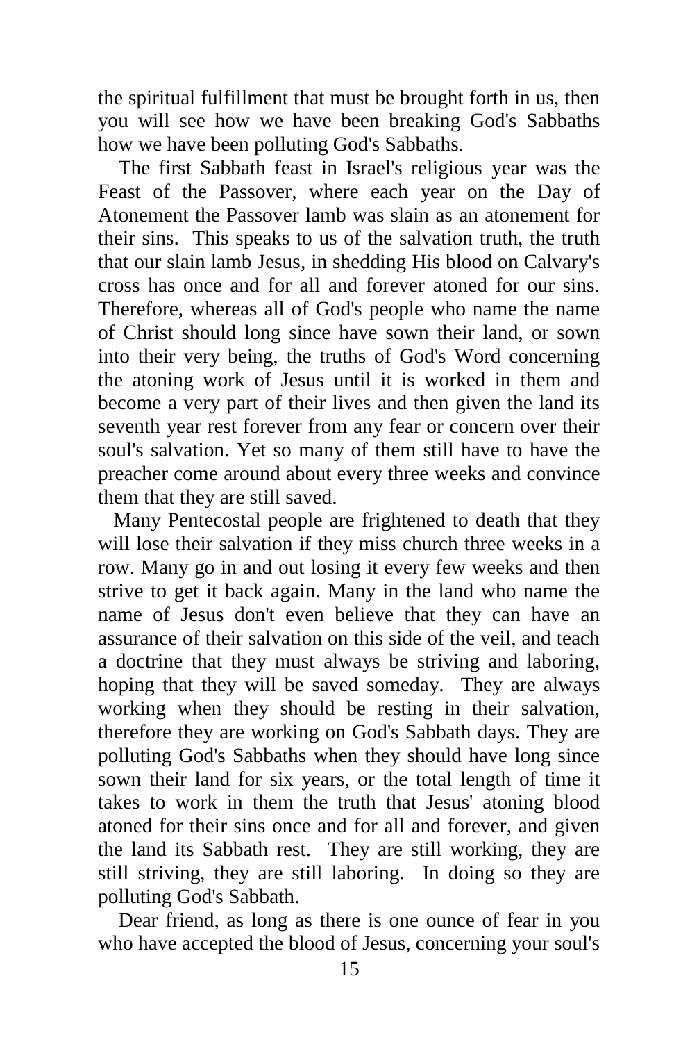the spiritual fulfillment that must be brought forth in us, then you will see how we have been breaking God's Sabbaths how we have been polluting God's Sabbaths.

The first Sabbath feast in Israel's religious year was the Feast of the Passover, where each year on the Day of Atonement the Passover lamb was slain as an atonement for their sins. This speaks to us of the salvation truth, the truth that our slain lamb Jesus, in shedding His blood on Calvary's cross has once and for all and forever atoned for our sins. Therefore, whereas all of God's people who name the name of Christ should long since have sown their land, or sown into their very being, the truths of God's Word concerning the atoning work of Jesus until it is worked in them and become a very part of their lives and then given the land its seventh year rest forever from any fear or concern over their soul's salvation. Yet so many of them still have to have the preacher come around about every three weeks and convince them that they are still saved.

Many Pentecostal people are frightened to death that they will lose their salvation if they miss church three weeks in a row. Many go in and out losing it every few weeks and then strive to get it back again. Many in the land who name the name of Jesus don't even believe that they can have an assurance of their salvation on this side of the veil, and teach a doctrine that they must always be striving and laboring, hoping that they will be saved someday. They are always working when they should be resting in their salvation, therefore they are working on God's Sabbath days. They are polluting God's Sabbaths when they should have long since sown their land for six years, or the total length of time it takes to work in them the truth that Jesus' atoning blood atoned for their sins once and for all and forever, and given the land its Sabbath rest. They are still working, they are still striving, they are still laboring. In doing so they are polluting God's Sabbath.

Dear friend, as long as there is one ounce of fear in you who have accepted the blood of Jesus, concerning your soul's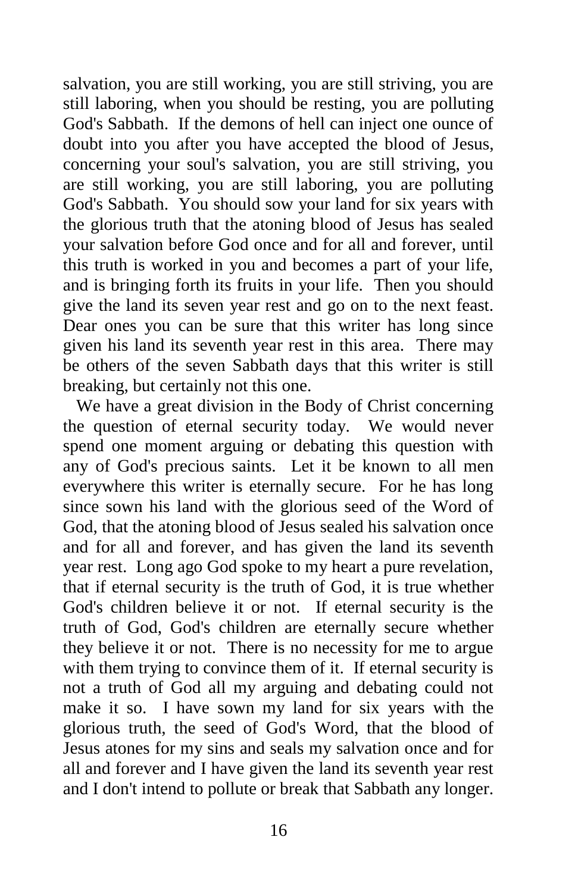salvation, you are still working, you are still striving, you are still laboring, when you should be resting, you are polluting God's Sabbath. If the demons of hell can inject one ounce of doubt into you after you have accepted the blood of Jesus, concerning your soul's salvation, you are still striving, you are still working, you are still laboring, you are polluting God's Sabbath. You should sow your land for six years with the glorious truth that the atoning blood of Jesus has sealed your salvation before God once and for all and forever, until this truth is worked in you and becomes a part of your life, and is bringing forth its fruits in your life. Then you should give the land its seven year rest and go on to the next feast. Dear ones you can be sure that this writer has long since given his land its seventh year rest in this area. There may be others of the seven Sabbath days that this writer is still breaking, but certainly not this one.

We have a great division in the Body of Christ concerning the question of eternal security today. We would never spend one moment arguing or debating this question with any of God's precious saints. Let it be known to all men everywhere this writer is eternally secure. For he has long since sown his land with the glorious seed of the Word of God, that the atoning blood of Jesus sealed his salvation once and for all and forever, and has given the land its seventh year rest. Long ago God spoke to my heart a pure revelation, that if eternal security is the truth of God, it is true whether God's children believe it or not. If eternal security is the truth of God, God's children are eternally secure whether they believe it or not. There is no necessity for me to argue with them trying to convince them of it. If eternal security is not a truth of God all my arguing and debating could not make it so. I have sown my land for six years with the glorious truth, the seed of God's Word, that the blood of Jesus atones for my sins and seals my salvation once and for all and forever and I have given the land its seventh year rest and I don't intend to pollute or break that Sabbath any longer.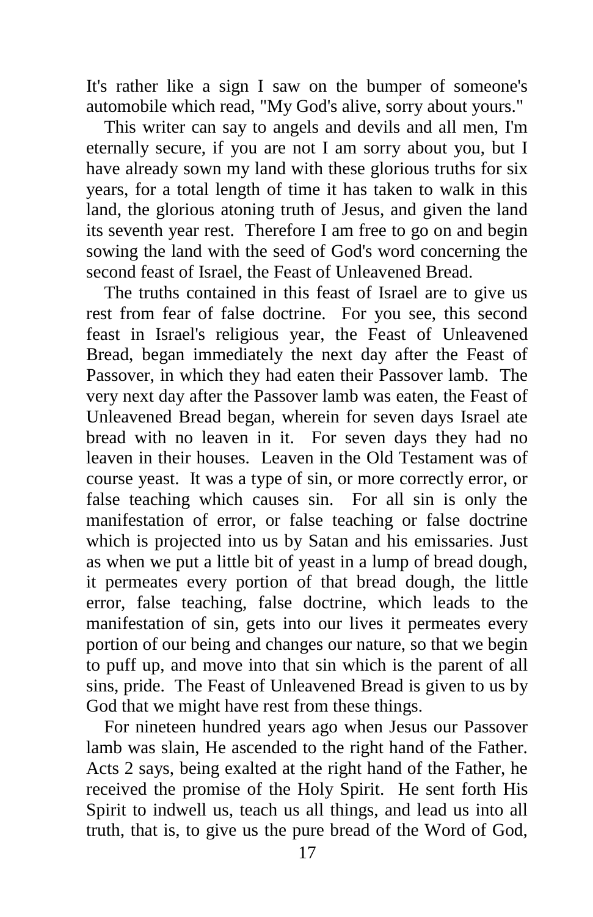It's rather like a sign I saw on the bumper of someone's automobile which read, "My God's alive, sorry about yours."

This writer can say to angels and devils and all men, I'm eternally secure, if you are not I am sorry about you, but I have already sown my land with these glorious truths for six years, for a total length of time it has taken to walk in this land, the glorious atoning truth of Jesus, and given the land its seventh year rest. Therefore I am free to go on and begin sowing the land with the seed of God's word concerning the second feast of Israel, the Feast of Unleavened Bread.

The truths contained in this feast of Israel are to give us rest from fear of false doctrine. For you see, this second feast in Israel's religious year, the Feast of Unleavened Bread, began immediately the next day after the Feast of Passover, in which they had eaten their Passover lamb. The very next day after the Passover lamb was eaten, the Feast of Unleavened Bread began, wherein for seven days Israel ate bread with no leaven in it. For seven days they had no leaven in their houses. Leaven in the Old Testament was of course yeast. It was a type of sin, or more correctly error, or false teaching which causes sin. For all sin is only the manifestation of error, or false teaching or false doctrine which is projected into us by Satan and his emissaries. Just as when we put a little bit of yeast in a lump of bread dough, it permeates every portion of that bread dough, the little error, false teaching, false doctrine, which leads to the manifestation of sin, gets into our lives it permeates every portion of our being and changes our nature, so that we begin to puff up, and move into that sin which is the parent of all sins, pride. The Feast of Unleavened Bread is given to us by God that we might have rest from these things.

For nineteen hundred years ago when Jesus our Passover lamb was slain, He ascended to the right hand of the Father. Acts 2 says, being exalted at the right hand of the Father, he received the promise of the Holy Spirit. He sent forth His Spirit to indwell us, teach us all things, and lead us into all truth, that is, to give us the pure bread of the Word of God,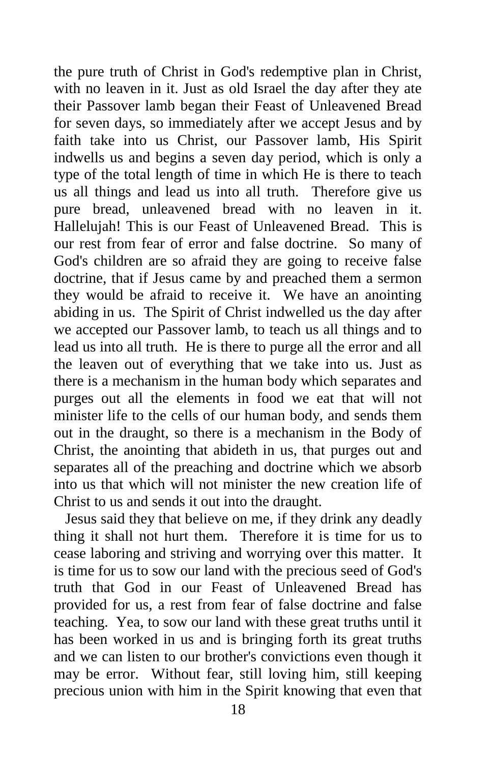the pure truth of Christ in God's redemptive plan in Christ, with no leaven in it. Just as old Israel the day after they ate their Passover lamb began their Feast of Unleavened Bread for seven days, so immediately after we accept Jesus and by faith take into us Christ, our Passover lamb, His Spirit indwells us and begins a seven day period, which is only a type of the total length of time in which He is there to teach us all things and lead us into all truth. Therefore give us pure bread, unleavened bread with no leaven in it. Hallelujah! This is our Feast of Unleavened Bread. This is our rest from fear of error and false doctrine. So many of God's children are so afraid they are going to receive false doctrine, that if Jesus came by and preached them a sermon they would be afraid to receive it. We have an anointing abiding in us. The Spirit of Christ indwelled us the day after we accepted our Passover lamb, to teach us all things and to lead us into all truth. He is there to purge all the error and all the leaven out of everything that we take into us. Just as there is a mechanism in the human body which separates and purges out all the elements in food we eat that will not minister life to the cells of our human body, and sends them out in the draught, so there is a mechanism in the Body of Christ, the anointing that abideth in us, that purges out and separates all of the preaching and doctrine which we absorb into us that which will not minister the new creation life of Christ to us and sends it out into the draught.

Jesus said they that believe on me, if they drink any deadly thing it shall not hurt them. Therefore it is time for us to cease laboring and striving and worrying over this matter. It is time for us to sow our land with the precious seed of God's truth that God in our Feast of Unleavened Bread has provided for us, a rest from fear of false doctrine and false teaching. Yea, to sow our land with these great truths until it has been worked in us and is bringing forth its great truths and we can listen to our brother's convictions even though it may be error. Without fear, still loving him, still keeping precious union with him in the Spirit knowing that even that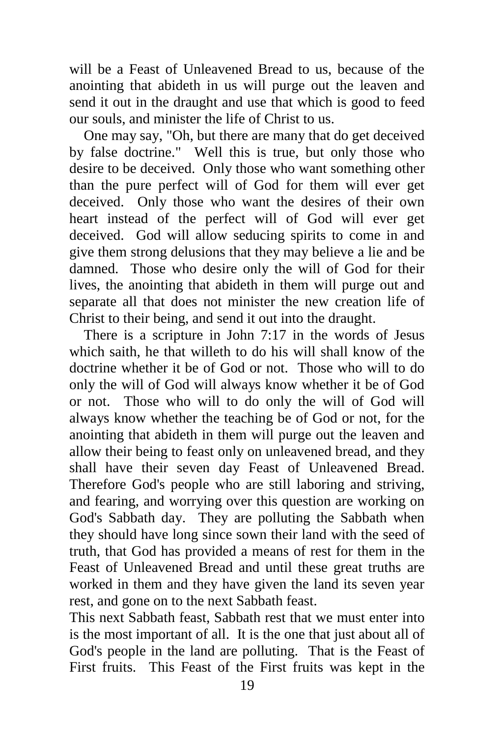will be a Feast of Unleavened Bread to us, because of the anointing that abideth in us will purge out the leaven and send it out in the draught and use that which is good to feed our souls, and minister the life of Christ to us.

One may say, "Oh, but there are many that do get deceived by false doctrine." Well this is true, but only those who desire to be deceived. Only those who want something other than the pure perfect will of God for them will ever get deceived. Only those who want the desires of their own heart instead of the perfect will of God will ever get deceived. God will allow seducing spirits to come in and give them strong delusions that they may believe a lie and be damned. Those who desire only the will of God for their lives, the anointing that abideth in them will purge out and separate all that does not minister the new creation life of Christ to their being, and send it out into the draught.

There is a scripture in John 7:17 in the words of Jesus which saith, he that willeth to do his will shall know of the doctrine whether it be of God or not. Those who will to do only the will of God will always know whether it be of God or not. Those who will to do only the will of God will always know whether the teaching be of God or not, for the anointing that abideth in them will purge out the leaven and allow their being to feast only on unleavened bread, and they shall have their seven day Feast of Unleavened Bread. Therefore God's people who are still laboring and striving, and fearing, and worrying over this question are working on God's Sabbath day. They are polluting the Sabbath when they should have long since sown their land with the seed of truth, that God has provided a means of rest for them in the Feast of Unleavened Bread and until these great truths are worked in them and they have given the land its seven year rest, and gone on to the next Sabbath feast.

This next Sabbath feast, Sabbath rest that we must enter into is the most important of all. It is the one that just about all of God's people in the land are polluting. That is the Feast of First fruits. This Feast of the First fruits was kept in the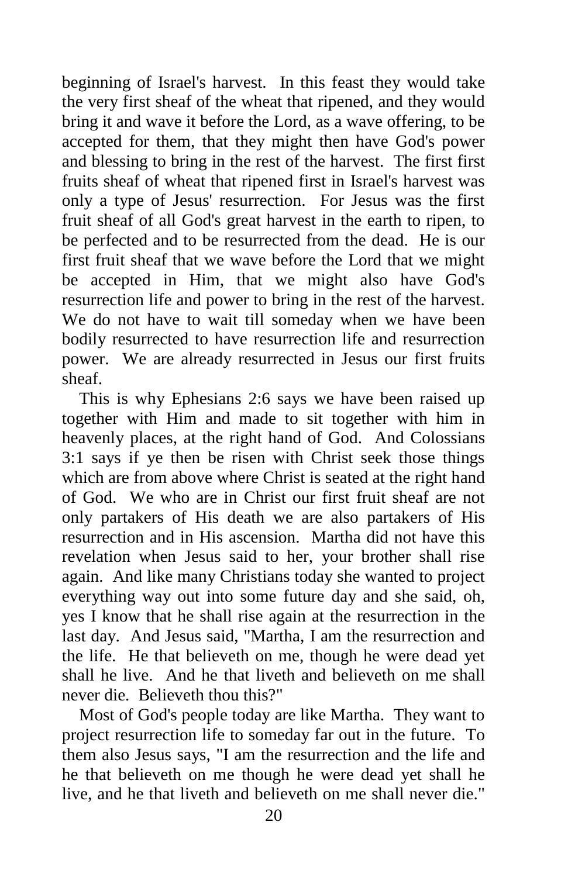beginning of Israel's harvest. In this feast they would take the very first sheaf of the wheat that ripened, and they would bring it and wave it before the Lord, as a wave offering, to be accepted for them, that they might then have God's power and blessing to bring in the rest of the harvest. The first first fruits sheaf of wheat that ripened first in Israel's harvest was only a type of Jesus' resurrection. For Jesus was the first fruit sheaf of all God's great harvest in the earth to ripen, to be perfected and to be resurrected from the dead. He is our first fruit sheaf that we wave before the Lord that we might be accepted in Him, that we might also have God's resurrection life and power to bring in the rest of the harvest. We do not have to wait till someday when we have been bodily resurrected to have resurrection life and resurrection power. We are already resurrected in Jesus our first fruits sheaf.

This is why Ephesians 2:6 says we have been raised up together with Him and made to sit together with him in heavenly places, at the right hand of God. And Colossians 3:1 says if ye then be risen with Christ seek those things which are from above where Christ is seated at the right hand of God. We who are in Christ our first fruit sheaf are not only partakers of His death we are also partakers of His resurrection and in His ascension. Martha did not have this revelation when Jesus said to her, your brother shall rise again. And like many Christians today she wanted to project everything way out into some future day and she said, oh, yes I know that he shall rise again at the resurrection in the last day. And Jesus said, "Martha, I am the resurrection and the life. He that believeth on me, though he were dead yet shall he live. And he that liveth and believeth on me shall never die. Believeth thou this?"

Most of God's people today are like Martha. They want to project resurrection life to someday far out in the future. To them also Jesus says, "I am the resurrection and the life and he that believeth on me though he were dead yet shall he live, and he that liveth and believeth on me shall never die."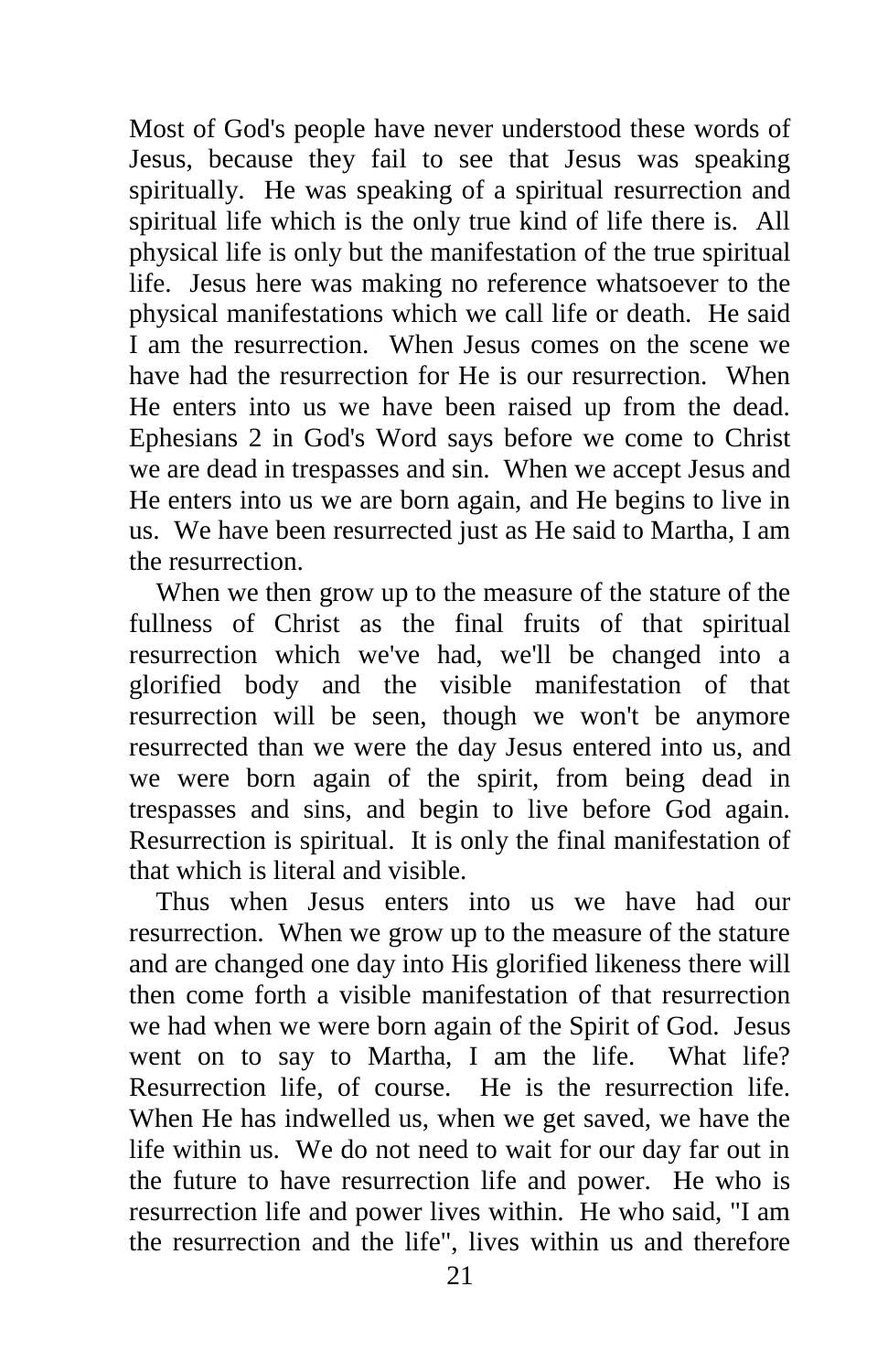Most of God's people have never understood these words of Jesus, because they fail to see that Jesus was speaking spiritually. He was speaking of a spiritual resurrection and spiritual life which is the only true kind of life there is. All physical life is only but the manifestation of the true spiritual life. Jesus here was making no reference whatsoever to the physical manifestations which we call life or death. He said I am the resurrection. When Jesus comes on the scene we have had the resurrection for He is our resurrection. When He enters into us we have been raised up from the dead. Ephesians 2 in God's Word says before we come to Christ we are dead in trespasses and sin. When we accept Jesus and He enters into us we are born again, and He begins to live in us. We have been resurrected just as He said to Martha, I am the resurrection.

When we then grow up to the measure of the stature of the fullness of Christ as the final fruits of that spiritual resurrection which we've had, we'll be changed into a glorified body and the visible manifestation of that resurrection will be seen, though we won't be anymore resurrected than we were the day Jesus entered into us, and we were born again of the spirit, from being dead in trespasses and sins, and begin to live before God again. Resurrection is spiritual. It is only the final manifestation of that which is literal and visible.

Thus when Jesus enters into us we have had our resurrection. When we grow up to the measure of the stature and are changed one day into His glorified likeness there will then come forth a visible manifestation of that resurrection we had when we were born again of the Spirit of God. Jesus went on to say to Martha, I am the life. What life? Resurrection life, of course. He is the resurrection life. When He has indwelled us, when we get saved, we have the life within us. We do not need to wait for our day far out in the future to have resurrection life and power. He who is resurrection life and power lives within. He who said, "I am the resurrection and the life", lives within us and therefore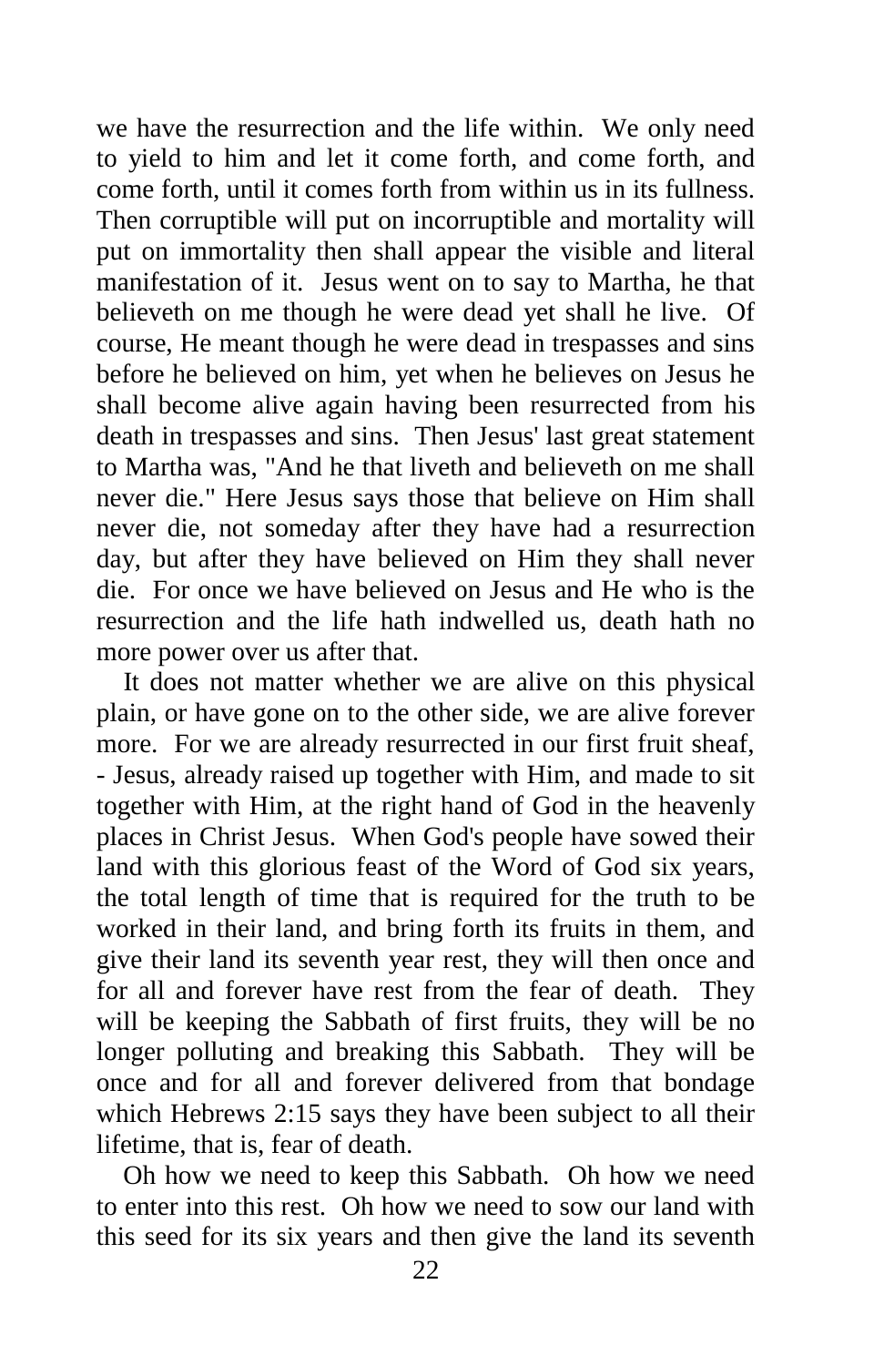we have the resurrection and the life within. We only need to yield to him and let it come forth, and come forth, and come forth, until it comes forth from within us in its fullness. Then corruptible will put on incorruptible and mortality will put on immortality then shall appear the visible and literal manifestation of it. Jesus went on to say to Martha, he that believeth on me though he were dead yet shall he live. Of course, He meant though he were dead in trespasses and sins before he believed on him, yet when he believes on Jesus he shall become alive again having been resurrected from his death in trespasses and sins. Then Jesus' last great statement to Martha was, "And he that liveth and believeth on me shall never die." Here Jesus says those that believe on Him shall never die, not someday after they have had a resurrection day, but after they have believed on Him they shall never die. For once we have believed on Jesus and He who is the resurrection and the life hath indwelled us, death hath no more power over us after that.

It does not matter whether we are alive on this physical plain, or have gone on to the other side, we are alive forever more. For we are already resurrected in our first fruit sheaf, - Jesus, already raised up together with Him, and made to sit together with Him, at the right hand of God in the heavenly places in Christ Jesus. When God's people have sowed their land with this glorious feast of the Word of God six years, the total length of time that is required for the truth to be worked in their land, and bring forth its fruits in them, and give their land its seventh year rest, they will then once and for all and forever have rest from the fear of death. They will be keeping the Sabbath of first fruits, they will be no longer polluting and breaking this Sabbath. They will be once and for all and forever delivered from that bondage which Hebrews 2:15 says they have been subject to all their lifetime, that is, fear of death.

Oh how we need to keep this Sabbath. Oh how we need to enter into this rest. Oh how we need to sow our land with this seed for its six years and then give the land its seventh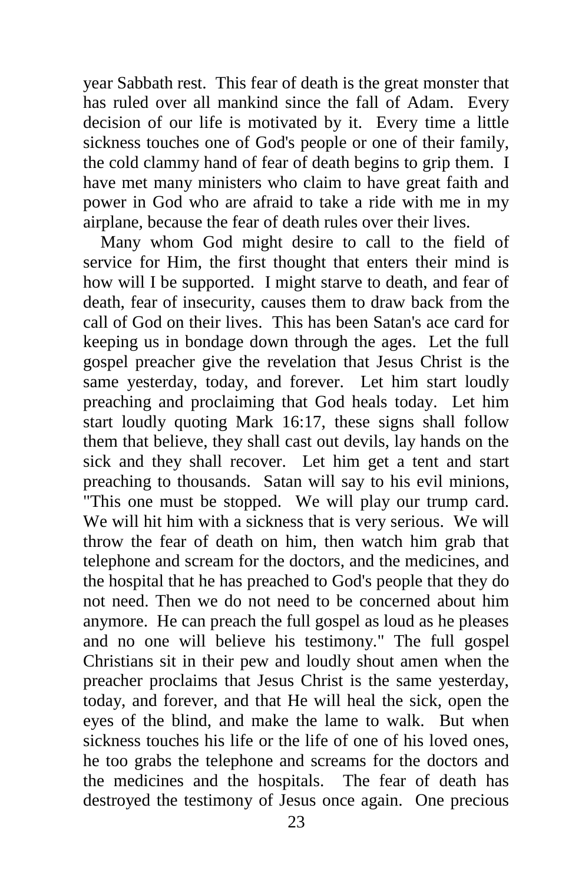year Sabbath rest. This fear of death is the great monster that has ruled over all mankind since the fall of Adam. Every decision of our life is motivated by it. Every time a little sickness touches one of God's people or one of their family, the cold clammy hand of fear of death begins to grip them. I have met many ministers who claim to have great faith and power in God who are afraid to take a ride with me in my airplane, because the fear of death rules over their lives.

Many whom God might desire to call to the field of service for Him, the first thought that enters their mind is how will I be supported. I might starve to death, and fear of death, fear of insecurity, causes them to draw back from the call of God on their lives. This has been Satan's ace card for keeping us in bondage down through the ages. Let the full gospel preacher give the revelation that Jesus Christ is the same yesterday, today, and forever. Let him start loudly preaching and proclaiming that God heals today. Let him start loudly quoting Mark 16:17, these signs shall follow them that believe, they shall cast out devils, lay hands on the sick and they shall recover. Let him get a tent and start preaching to thousands. Satan will say to his evil minions, "This one must be stopped. We will play our trump card. We will hit him with a sickness that is very serious. We will throw the fear of death on him, then watch him grab that telephone and scream for the doctors, and the medicines, and the hospital that he has preached to God's people that they do not need. Then we do not need to be concerned about him anymore. He can preach the full gospel as loud as he pleases and no one will believe his testimony." The full gospel Christians sit in their pew and loudly shout amen when the preacher proclaims that Jesus Christ is the same yesterday, today, and forever, and that He will heal the sick, open the eyes of the blind, and make the lame to walk. But when sickness touches his life or the life of one of his loved ones, he too grabs the telephone and screams for the doctors and the medicines and the hospitals. The fear of death has destroyed the testimony of Jesus once again. One precious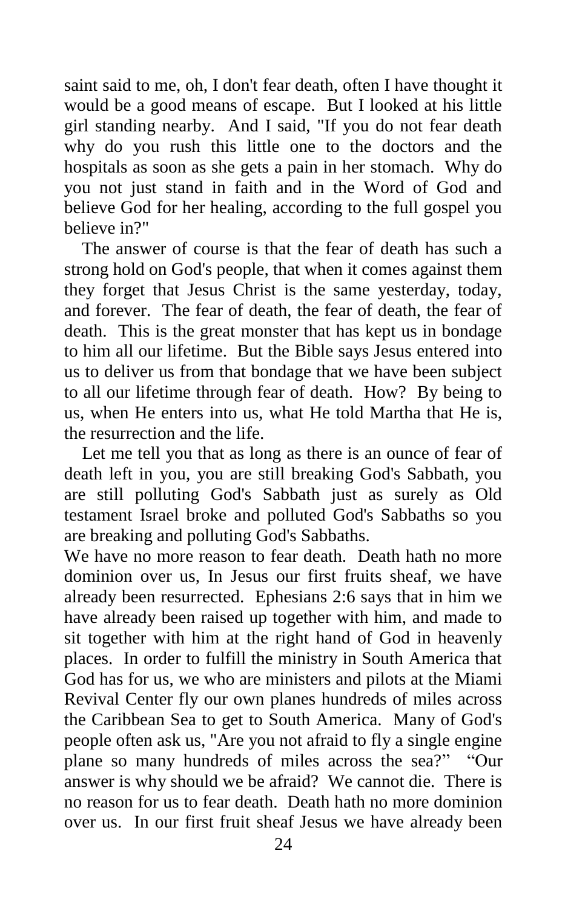saint said to me, oh, I don't fear death, often I have thought it would be a good means of escape. But I looked at his little girl standing nearby. And I said, "If you do not fear death why do you rush this little one to the doctors and the hospitals as soon as she gets a pain in her stomach. Why do you not just stand in faith and in the Word of God and believe God for her healing, according to the full gospel you believe in?"

The answer of course is that the fear of death has such a strong hold on God's people, that when it comes against them they forget that Jesus Christ is the same yesterday, today, and forever. The fear of death, the fear of death, the fear of death. This is the great monster that has kept us in bondage to him all our lifetime. But the Bible says Jesus entered into us to deliver us from that bondage that we have been subject to all our lifetime through fear of death. How? By being to us, when He enters into us, what He told Martha that He is, the resurrection and the life.

Let me tell you that as long as there is an ounce of fear of death left in you, you are still breaking God's Sabbath, you are still polluting God's Sabbath just as surely as Old testament Israel broke and polluted God's Sabbaths so you are breaking and polluting God's Sabbaths.

We have no more reason to fear death. Death hath no more dominion over us, In Jesus our first fruits sheaf, we have already been resurrected. Ephesians 2:6 says that in him we have already been raised up together with him, and made to sit together with him at the right hand of God in heavenly places. In order to fulfill the ministry in South America that God has for us, we who are ministers and pilots at the Miami Revival Center fly our own planes hundreds of miles across the Caribbean Sea to get to South America. Many of God's people often ask us, "Are you not afraid to fly a single engine plane so many hundreds of miles across the sea?" "Our answer is why should we be afraid? We cannot die. There is no reason for us to fear death. Death hath no more dominion over us. In our first fruit sheaf Jesus we have already been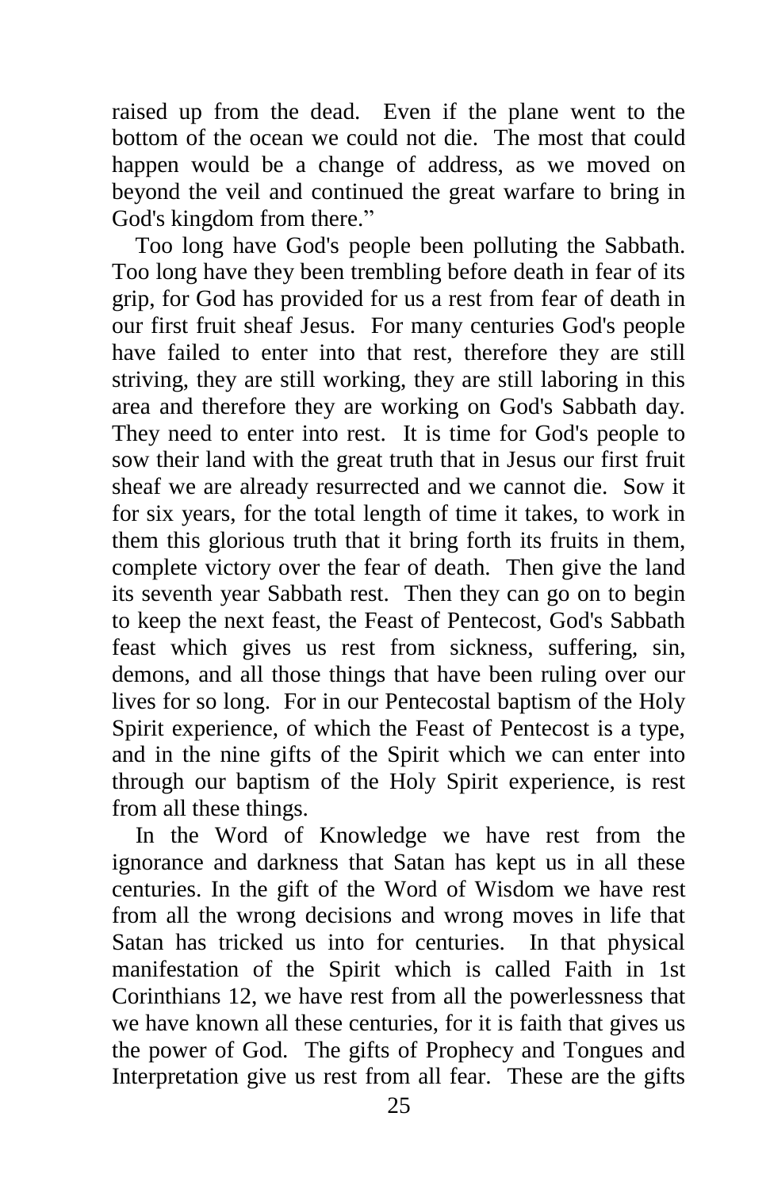raised up from the dead. Even if the plane went to the bottom of the ocean we could not die. The most that could happen would be a change of address, as we moved on beyond the veil and continued the great warfare to bring in God's kingdom from there."

Too long have God's people been polluting the Sabbath. Too long have they been trembling before death in fear of its grip, for God has provided for us a rest from fear of death in our first fruit sheaf Jesus. For many centuries God's people have failed to enter into that rest, therefore they are still striving, they are still working, they are still laboring in this area and therefore they are working on God's Sabbath day. They need to enter into rest. It is time for God's people to sow their land with the great truth that in Jesus our first fruit sheaf we are already resurrected and we cannot die. Sow it for six years, for the total length of time it takes, to work in them this glorious truth that it bring forth its fruits in them, complete victory over the fear of death. Then give the land its seventh year Sabbath rest. Then they can go on to begin to keep the next feast, the Feast of Pentecost, God's Sabbath feast which gives us rest from sickness, suffering, sin, demons, and all those things that have been ruling over our lives for so long. For in our Pentecostal baptism of the Holy Spirit experience, of which the Feast of Pentecost is a type, and in the nine gifts of the Spirit which we can enter into through our baptism of the Holy Spirit experience, is rest from all these things.

In the Word of Knowledge we have rest from the ignorance and darkness that Satan has kept us in all these centuries. In the gift of the Word of Wisdom we have rest from all the wrong decisions and wrong moves in life that Satan has tricked us into for centuries. In that physical manifestation of the Spirit which is called Faith in 1st Corinthians 12, we have rest from all the powerlessness that we have known all these centuries, for it is faith that gives us the power of God. The gifts of Prophecy and Tongues and Interpretation give us rest from all fear. These are the gifts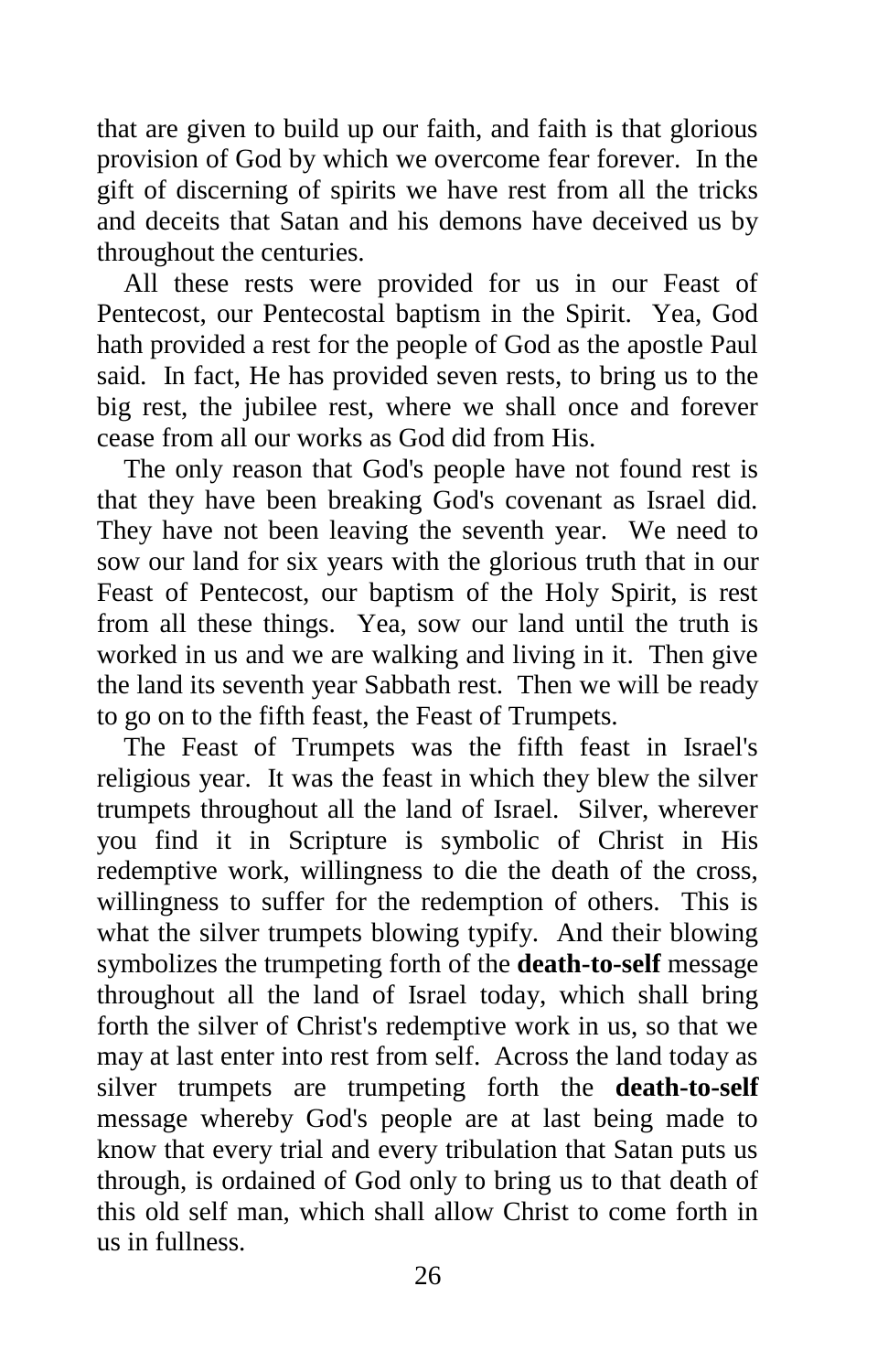that are given to build up our faith, and faith is that glorious provision of God by which we overcome fear forever. In the gift of discerning of spirits we have rest from all the tricks and deceits that Satan and his demons have deceived us by throughout the centuries.

All these rests were provided for us in our Feast of Pentecost, our Pentecostal baptism in the Spirit. Yea, God hath provided a rest for the people of God as the apostle Paul said. In fact, He has provided seven rests, to bring us to the big rest, the jubilee rest, where we shall once and forever cease from all our works as God did from His.

The only reason that God's people have not found rest is that they have been breaking God's covenant as Israel did. They have not been leaving the seventh year. We need to sow our land for six years with the glorious truth that in our Feast of Pentecost, our baptism of the Holy Spirit, is rest from all these things. Yea, sow our land until the truth is worked in us and we are walking and living in it. Then give the land its seventh year Sabbath rest. Then we will be ready to go on to the fifth feast, the Feast of Trumpets.

The Feast of Trumpets was the fifth feast in Israel's religious year. It was the feast in which they blew the silver trumpets throughout all the land of Israel. Silver, wherever you find it in Scripture is symbolic of Christ in His redemptive work, willingness to die the death of the cross, willingness to suffer for the redemption of others. This is what the silver trumpets blowing typify. And their blowing symbolizes the trumpeting forth of the **death-to-self** message throughout all the land of Israel today, which shall bring forth the silver of Christ's redemptive work in us, so that we may at last enter into rest from self. Across the land today as silver trumpets are trumpeting forth the **death-to-self** message whereby God's people are at last being made to know that every trial and every tribulation that Satan puts us through, is ordained of God only to bring us to that death of this old self man, which shall allow Christ to come forth in us in fullness.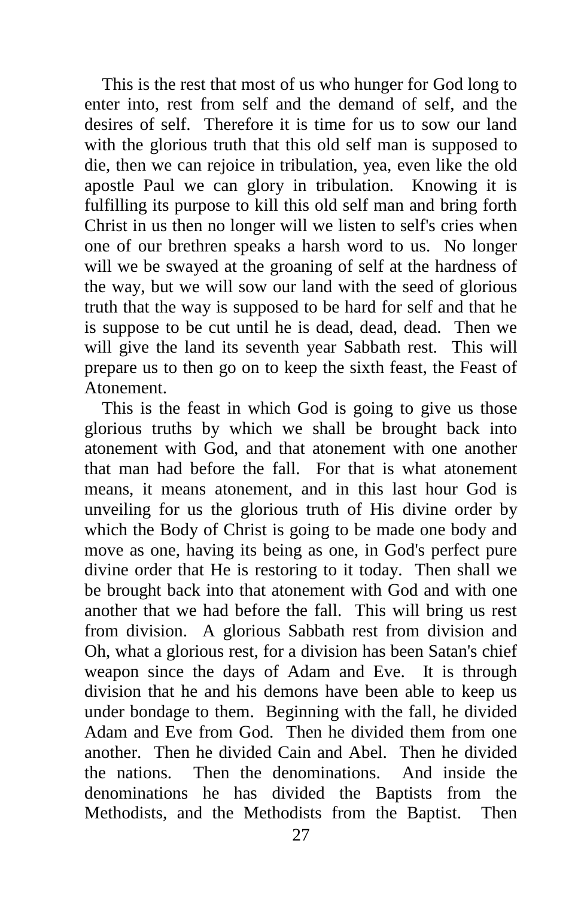This is the rest that most of us who hunger for God long to enter into, rest from self and the demand of self, and the desires of self. Therefore it is time for us to sow our land with the glorious truth that this old self man is supposed to die, then we can rejoice in tribulation, yea, even like the old apostle Paul we can glory in tribulation. Knowing it is fulfilling its purpose to kill this old self man and bring forth Christ in us then no longer will we listen to self's cries when one of our brethren speaks a harsh word to us. No longer will we be swayed at the groaning of self at the hardness of the way, but we will sow our land with the seed of glorious truth that the way is supposed to be hard for self and that he is suppose to be cut until he is dead, dead, dead. Then we will give the land its seventh year Sabbath rest. This will prepare us to then go on to keep the sixth feast, the Feast of Atonement.

This is the feast in which God is going to give us those glorious truths by which we shall be brought back into atonement with God, and that atonement with one another that man had before the fall. For that is what atonement means, it means atonement, and in this last hour God is unveiling for us the glorious truth of His divine order by which the Body of Christ is going to be made one body and move as one, having its being as one, in God's perfect pure divine order that He is restoring to it today. Then shall we be brought back into that atonement with God and with one another that we had before the fall. This will bring us rest from division. A glorious Sabbath rest from division and Oh, what a glorious rest, for a division has been Satan's chief weapon since the days of Adam and Eve. It is through division that he and his demons have been able to keep us under bondage to them. Beginning with the fall, he divided Adam and Eve from God. Then he divided them from one another. Then he divided Cain and Abel. Then he divided the nations. Then the denominations. And inside the denominations he has divided the Baptists from the Methodists, and the Methodists from the Baptist. Then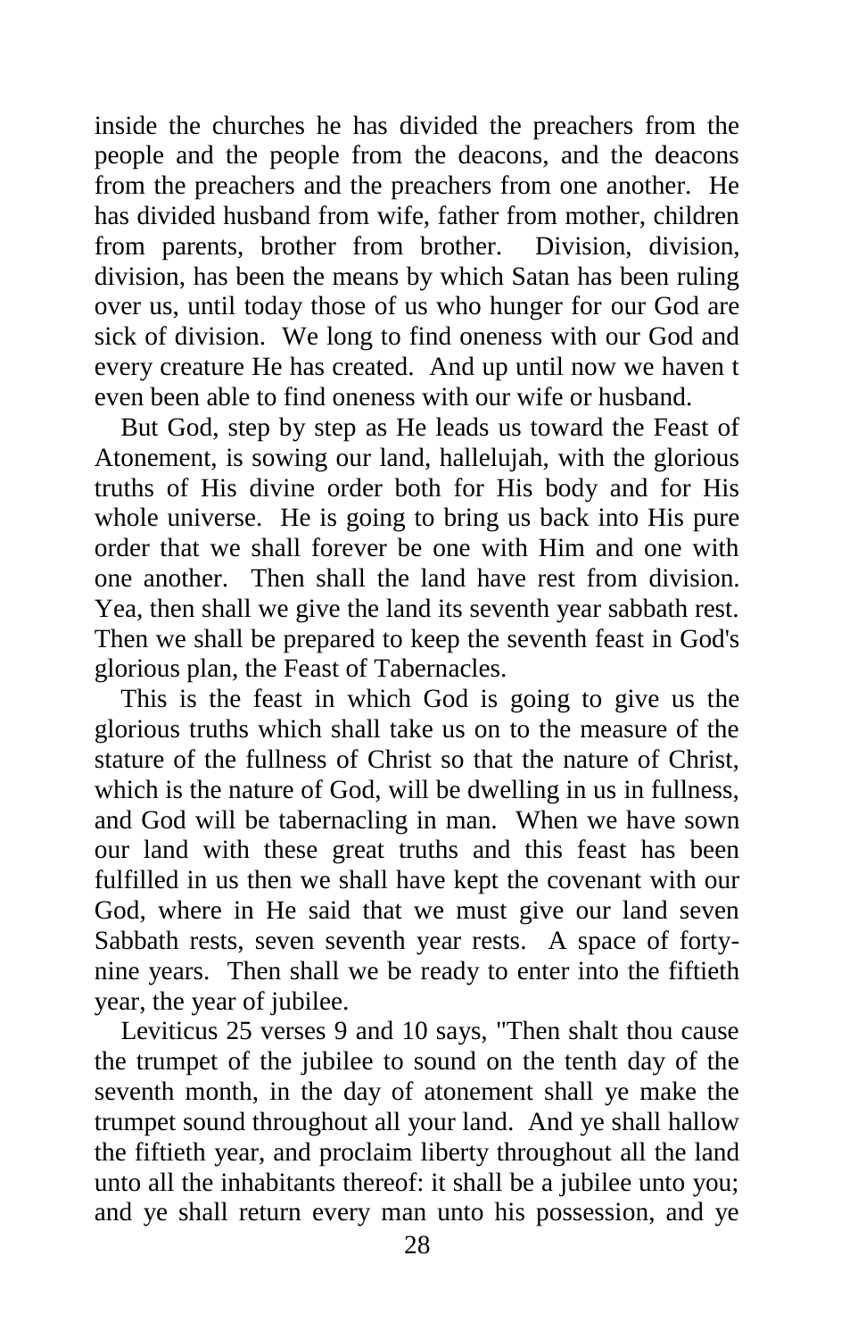inside the churches he has divided the preachers from the people and the people from the deacons, and the deacons from the preachers and the preachers from one another. He has divided husband from wife, father from mother, children from parents, brother from brother. Division, division, division, has been the means by which Satan has been ruling over us, until today those of us who hunger for our God are sick of division. We long to find oneness with our God and every creature He has created. And up until now we haven t even been able to find oneness with our wife or husband.

But God, step by step as He leads us toward the Feast of Atonement, is sowing our land, hallelujah, with the glorious truths of His divine order both for His body and for His whole universe. He is going to bring us back into His pure order that we shall forever be one with Him and one with one another. Then shall the land have rest from division. Yea, then shall we give the land its seventh year sabbath rest. Then we shall be prepared to keep the seventh feast in God's glorious plan, the Feast of Tabernacles.

This is the feast in which God is going to give us the glorious truths which shall take us on to the measure of the stature of the fullness of Christ so that the nature of Christ, which is the nature of God, will be dwelling in us in fullness, and God will be tabernacling in man. When we have sown our land with these great truths and this feast has been fulfilled in us then we shall have kept the covenant with our God, where in He said that we must give our land seven Sabbath rests, seven seventh year rests. A space of forty-nine years. Then shall we be ready to enter into the fiftieth year, the year of jubilee.

Leviticus 25 verses 9 and 10 says, "Then shalt thou cause the trumpet of the jubilee to sound on the tenth day of the seventh month, in the day of atonement shall ye make the trumpet sound throughout all your land. And ye shall hallow the fiftieth year, and proclaim liberty throughout all the land unto all the inhabitants thereof: it shall be a jubilee unto you; and ye shall return every man unto his possession, and ye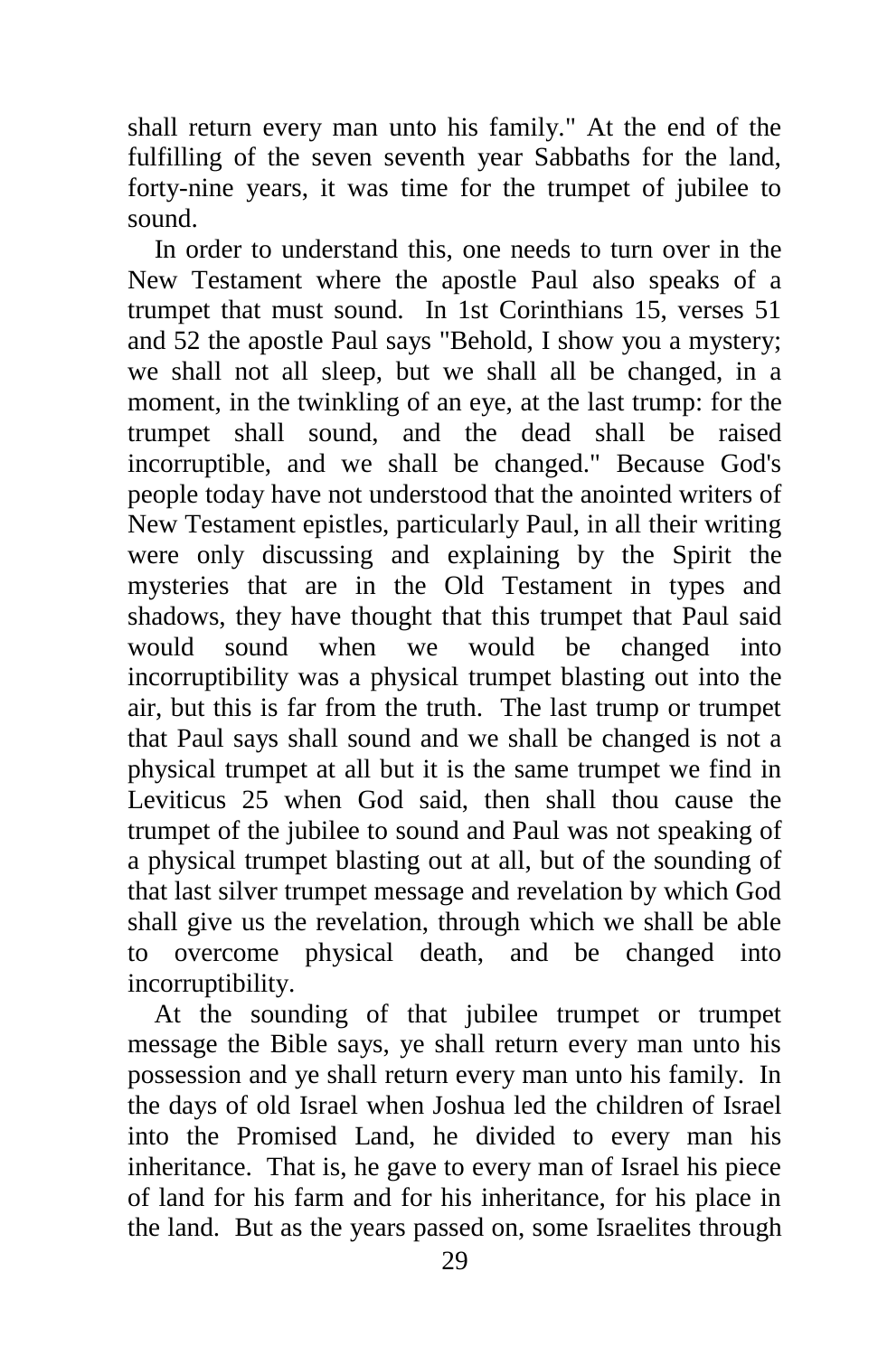shall return every man unto his family." At the end of the fulfilling of the seven seventh year Sabbaths for the land, forty-nine years, it was time for the trumpet of jubilee to sound.

In order to understand this, one needs to turn over in the New Testament where the apostle Paul also speaks of a trumpet that must sound. In 1st Corinthians 15, verses 51 and 52 the apostle Paul says "Behold, I show you a mystery; we shall not all sleep, but we shall all be changed, in a moment, in the twinkling of an eye, at the last trump: for the trumpet shall sound, and the dead shall be raised incorruptible, and we shall be changed." Because God's people today have not understood that the anointed writers of New Testament epistles, particularly Paul, in all their writing were only discussing and explaining by the Spirit the mysteries that are in the Old Testament in types and shadows, they have thought that this trumpet that Paul said would sound when we would be changed into incorruptibility was a physical trumpet blasting out into the air, but this is far from the truth. The last trump or trumpet that Paul says shall sound and we shall be changed is not a physical trumpet at all but it is the same trumpet we find in Leviticus 25 when God said, then shall thou cause the trumpet of the jubilee to sound and Paul was not speaking of a physical trumpet blasting out at all, but of the sounding of that last silver trumpet message and revelation by which God shall give us the revelation, through which we shall be able to overcome physical death, and be changed into incorruptibility.

At the sounding of that jubilee trumpet or trumpet message the Bible says, ye shall return every man unto his possession and ye shall return every man unto his family. In the days of old Israel when Joshua led the children of Israel into the Promised Land, he divided to every man his inheritance. That is, he gave to every man of Israel his piece of land for his farm and for his inheritance, for his place in the land. But as the years passed on, some Israelites through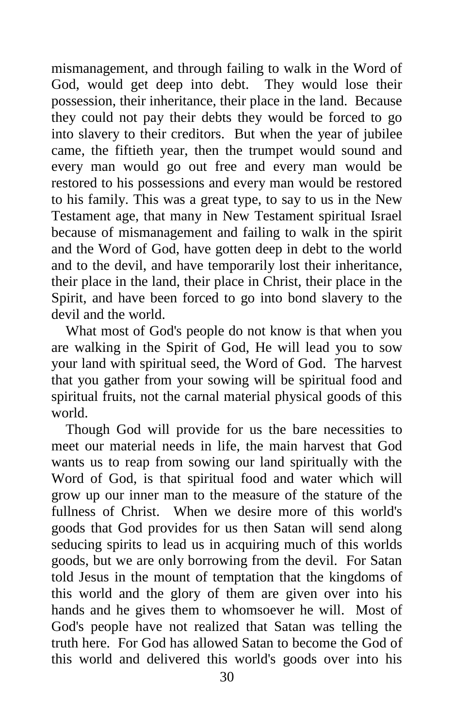mismanagement, and through failing to walk in the Word of God, would get deep into debt. They would lose their possession, their inheritance, their place in the land. Because they could not pay their debts they would be forced to go into slavery to their creditors. But when the year of jubilee came, the fiftieth year, then the trumpet would sound and every man would go out free and every man would be restored to his possessions and every man would be restored to his family. This was a great type, to say to us in the New Testament age, that many in New Testament spiritual Israel because of mismanagement and failing to walk in the spirit and the Word of God, have gotten deep in debt to the world and to the devil, and have temporarily lost their inheritance, their place in the land, their place in Christ, their place in the Spirit, and have been forced to go into bond slavery to the devil and the world.

What most of God's people do not know is that when you are walking in the Spirit of God, He will lead you to sow your land with spiritual seed, the Word of God. The harvest that you gather from your sowing will be spiritual food and spiritual fruits, not the carnal material physical goods of this world.

Though God will provide for us the bare necessities to meet our material needs in life, the main harvest that God wants us to reap from sowing our land spiritually with the Word of God, is that spiritual food and water which will grow up our inner man to the measure of the stature of the fullness of Christ. When we desire more of this world's goods that God provides for us then Satan will send along seducing spirits to lead us in acquiring much of this worlds goods, but we are only borrowing from the devil. For Satan told Jesus in the mount of temptation that the kingdoms of this world and the glory of them are given over into his hands and he gives them to whomsoever he will. Most of God's people have not realized that Satan was telling the truth here. For God has allowed Satan to become the God of this world and delivered this world's goods over into his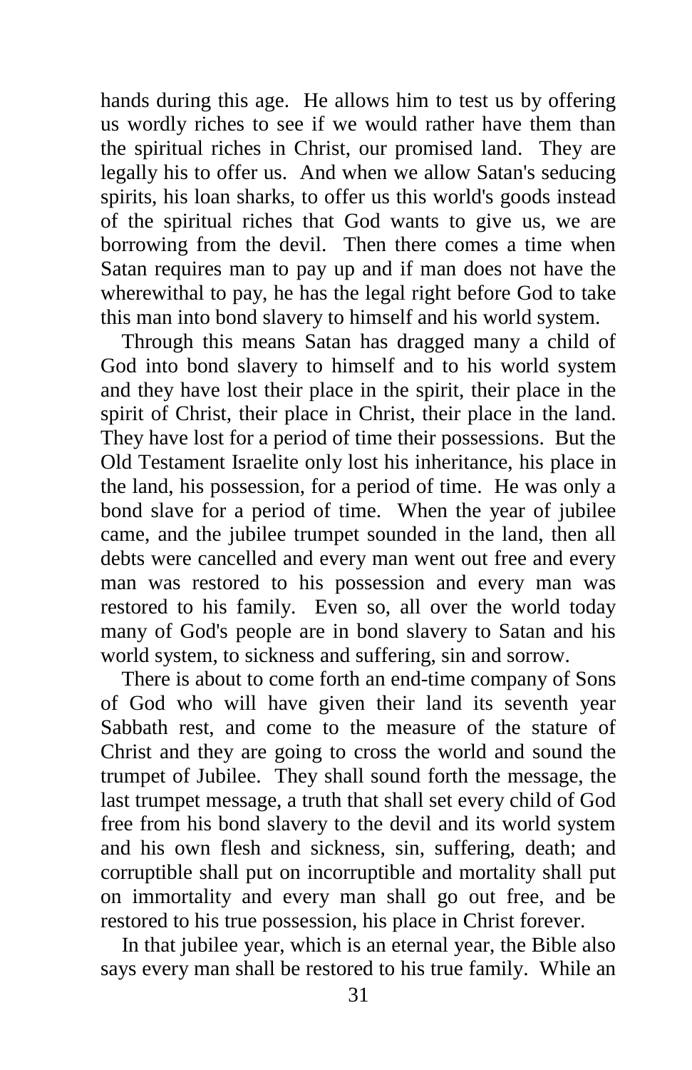hands during this age. He allows him to test us by offering us wordly riches to see if we would rather have them than the spiritual riches in Christ, our promised land. They are legally his to offer us. And when we allow Satan's seducing spirits, his loan sharks, to offer us this world's goods instead of the spiritual riches that God wants to give us, we are borrowing from the devil. Then there comes a time when Satan requires man to pay up and if man does not have the wherewithal to pay, he has the legal right before God to take this man into bond slavery to himself and his world system.

Through this means Satan has dragged many a child of God into bond slavery to himself and to his world system and they have lost their place in the spirit, their place in the spirit of Christ, their place in Christ, their place in the land. They have lost for a period of time their possessions. But the Old Testament Israelite only lost his inheritance, his place in the land, his possession, for a period of time. He was only a bond slave for a period of time. When the year of jubilee came, and the jubilee trumpet sounded in the land, then all debts were cancelled and every man went out free and every man was restored to his possession and every man was restored to his family. Even so, all over the world today many of God's people are in bond slavery to Satan and his world system, to sickness and suffering, sin and sorrow.

There is about to come forth an end-time company of Sons of God who will have given their land its seventh year Sabbath rest, and come to the measure of the stature of Christ and they are going to cross the world and sound the trumpet of Jubilee. They shall sound forth the message, the last trumpet message, a truth that shall set every child of God free from his bond slavery to the devil and its world system and his own flesh and sickness, sin, suffering, death; and corruptible shall put on incorruptible and mortality shall put on immortality and every man shall go out free, and be restored to his true possession, his place in Christ forever.

In that jubilee year, which is an eternal year, the Bible also says every man shall be restored to his true family. While an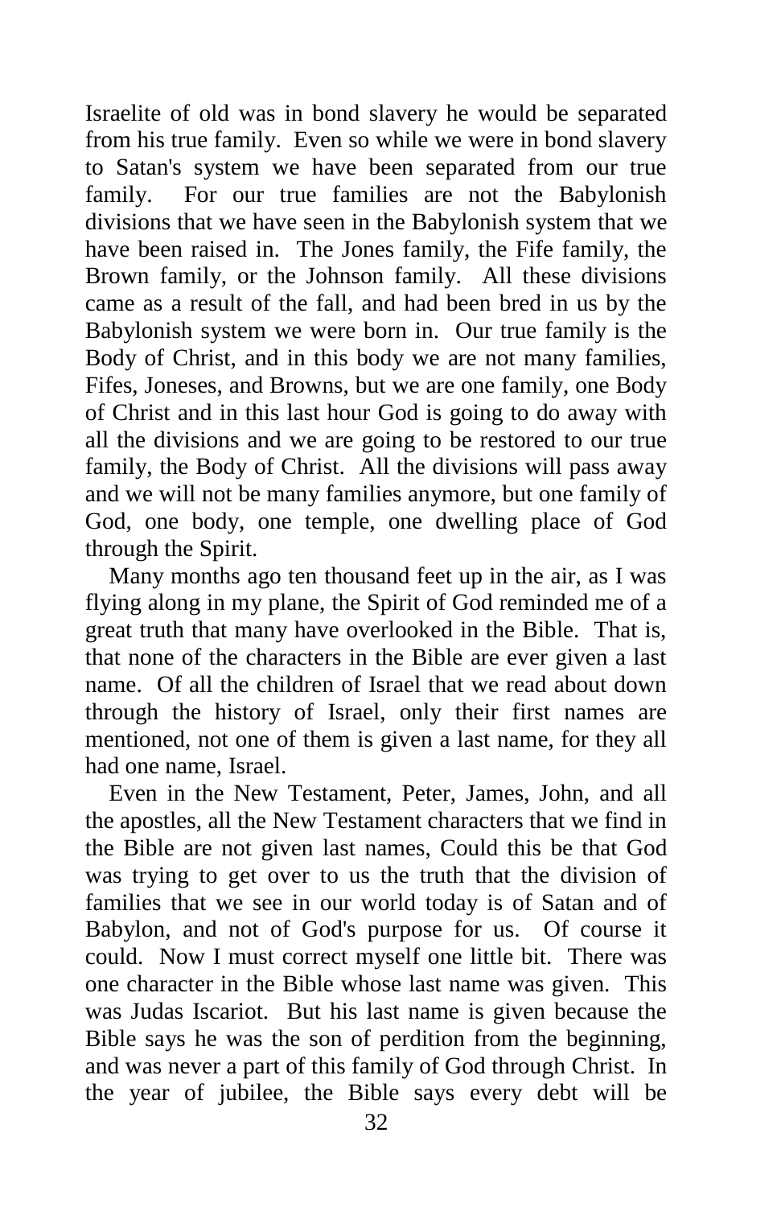Israelite of old was in bond slavery he would be separated from his true family. Even so while we were in bond slavery to Satan's system we have been separated from our true family. For our true families are not the Babylonish divisions that we have seen in the Babylonish system that we have been raised in. The Jones family, the Fife family, the Brown family, or the Johnson family. All these divisions came as a result of the fall, and had been bred in us by the Babylonish system we were born in. Our true family is the Body of Christ, and in this body we are not many families, Fifes, Joneses, and Browns, but we are one family, one Body of Christ and in this last hour God is going to do away with all the divisions and we are going to be restored to our true family, the Body of Christ. All the divisions will pass away and we will not be many families anymore, but one family of God, one body, one temple, one dwelling place of God through the Spirit.

Many months ago ten thousand feet up in the air, as I was flying along in my plane, the Spirit of God reminded me of a great truth that many have overlooked in the Bible. That is, that none of the characters in the Bible are ever given a last name. Of all the children of Israel that we read about down through the history of Israel, only their first names are mentioned, not one of them is given a last name, for they all had one name, Israel.

Even in the New Testament, Peter, James, John, and all the apostles, all the New Testament characters that we find in the Bible are not given last names, Could this be that God was trying to get over to us the truth that the division of families that we see in our world today is of Satan and of Babylon, and not of God's purpose for us. Of course it could. Now I must correct myself one little bit. There was one character in the Bible whose last name was given. This was Judas Iscariot. But his last name is given because the Bible says he was the son of perdition from the beginning, and was never a part of this family of God through Christ. In the year of jubilee, the Bible says every debt will be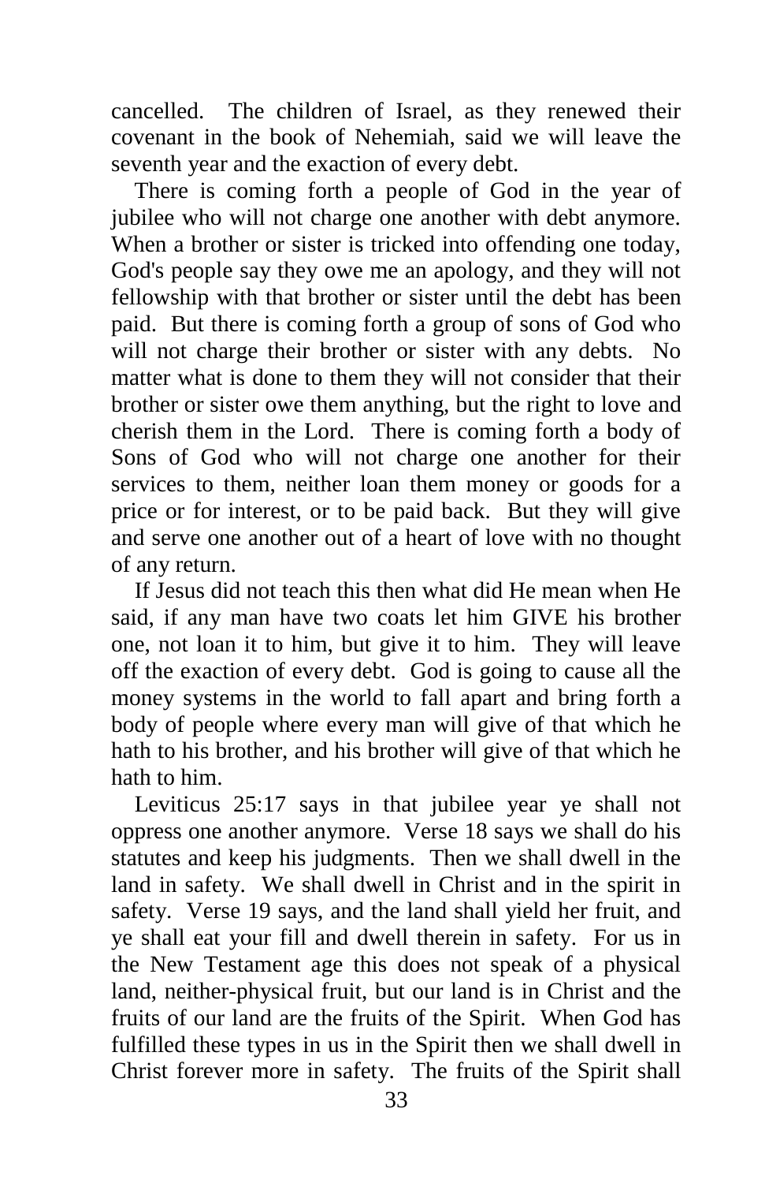cancelled. The children of Israel, as they renewed their covenant in the book of Nehemiah, said we will leave the seventh year and the exaction of every debt.

There is coming forth a people of God in the year of jubilee who will not charge one another with debt anymore. When a brother or sister is tricked into offending one today, God's people say they owe me an apology, and they will not fellowship with that brother or sister until the debt has been paid. But there is coming forth a group of sons of God who will not charge their brother or sister with any debts. No matter what is done to them they will not consider that their brother or sister owe them anything, but the right to love and cherish them in the Lord. There is coming forth a body of Sons of God who will not charge one another for their services to them, neither loan them money or goods for a price or for interest, or to be paid back. But they will give and serve one another out of a heart of love with no thought of any return.

If Jesus did not teach this then what did He mean when He said, if any man have two coats let him GIVE his brother one, not loan it to him, but give it to him. They will leave off the exaction of every debt. God is going to cause all the money systems in the world to fall apart and bring forth a body of people where every man will give of that which he hath to his brother, and his brother will give of that which he hath to him.

Leviticus 25:17 says in that jubilee year ye shall not oppress one another anymore. Verse 18 says we shall do his statutes and keep his judgments. Then we shall dwell in the land in safety. We shall dwell in Christ and in the spirit in safety. Verse 19 says, and the land shall yield her fruit, and ye shall eat your fill and dwell therein in safety. For us in the New Testament age this does not speak of a physical land, neither-physical fruit, but our land is in Christ and the fruits of our land are the fruits of the Spirit. When God has fulfilled these types in us in the Spirit then we shall dwell in Christ forever more in safety. The fruits of the Spirit shall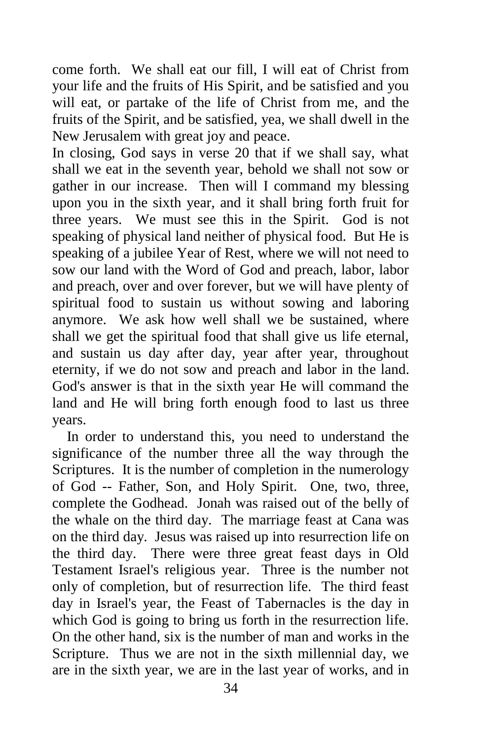come forth. We shall eat our fill, I will eat of Christ from your life and the fruits of His Spirit, and be satisfied and you will eat, or partake of the life of Christ from me, and the fruits of the Spirit, and be satisfied, yea, we shall dwell in the New Jerusalem with great joy and peace.

In closing, God says in verse 20 that if we shall say, what shall we eat in the seventh year, behold we shall not sow or gather in our increase. Then will I command my blessing upon you in the sixth year, and it shall bring forth fruit for three years. We must see this in the Spirit. God is not speaking of physical land neither of physical food. But He is speaking of a jubilee Year of Rest, where we will not need to sow our land with the Word of God and preach, labor, labor and preach, over and over forever, but we will have plenty of spiritual food to sustain us without sowing and laboring anymore. We ask how well shall we be sustained, where shall we get the spiritual food that shall give us life eternal, and sustain us day after day, year after year, throughout eternity, if we do not sow and preach and labor in the land. God's answer is that in the sixth year He will command the land and He will bring forth enough food to last us three years.

In order to understand this, you need to understand the significance of the number three all the way through the Scriptures. It is the number of completion in the numerology of God -- Father, Son, and Holy Spirit. One, two, three, complete the Godhead. Jonah was raised out of the belly of the whale on the third day. The marriage feast at Cana was on the third day. Jesus was raised up into resurrection life on the third day. There were three great feast days in Old Testament Israel's religious year. Three is the number not only of completion, but of resurrection life. The third feast day in Israel's year, the Feast of Tabernacles is the day in which God is going to bring us forth in the resurrection life. On the other hand, six is the number of man and works in the Scripture. Thus we are not in the sixth millennial day, we are in the sixth year, we are in the last year of works, and in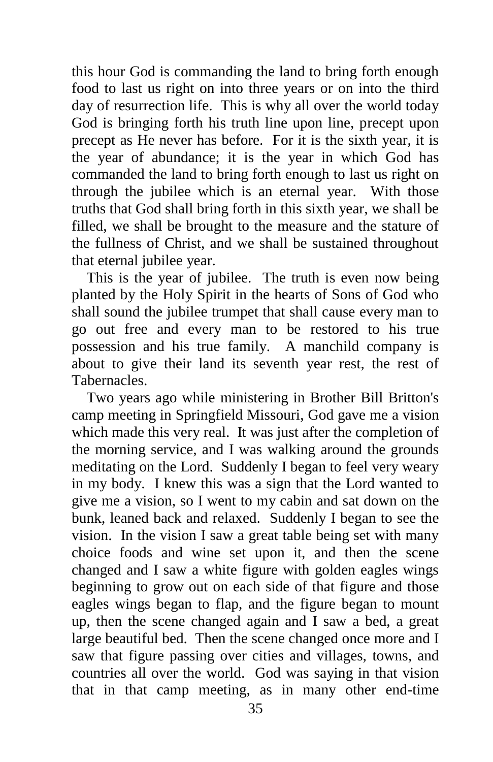this hour God is commanding the land to bring forth enough food to last us right on into three years or on into the third day of resurrection life. This is why all over the world today God is bringing forth his truth line upon line, precept upon precept as He never has before. For it is the sixth year, it is the year of abundance; it is the year in which God has commanded the land to bring forth enough to last us right on through the jubilee which is an eternal year. With those truths that God shall bring forth in this sixth year, we shall be filled, we shall be brought to the measure and the stature of the fullness of Christ, and we shall be sustained throughout that eternal jubilee year.

This is the year of jubilee. The truth is even now being planted by the Holy Spirit in the hearts of Sons of God who shall sound the jubilee trumpet that shall cause every man to go out free and every man to be restored to his true possession and his true family. A manchild company is about to give their land its seventh year rest, the rest of Tabernacles.

Two years ago while ministering in Brother Bill Britton's camp meeting in Springfield Missouri, God gave me a vision which made this very real. It was just after the completion of the morning service, and I was walking around the grounds meditating on the Lord. Suddenly I began to feel very weary in my body. I knew this was a sign that the Lord wanted to give me a vision, so I went to my cabin and sat down on the bunk, leaned back and relaxed. Suddenly I began to see the vision. In the vision I saw a great table being set with many choice foods and wine set upon it, and then the scene changed and I saw a white figure with golden eagles wings beginning to grow out on each side of that figure and those eagles wings began to flap, and the figure began to mount up, then the scene changed again and I saw a bed, a great large beautiful bed. Then the scene changed once more and I saw that figure passing over cities and villages, towns, and countries all over the world. God was saying in that vision that in that camp meeting, as in many other end-time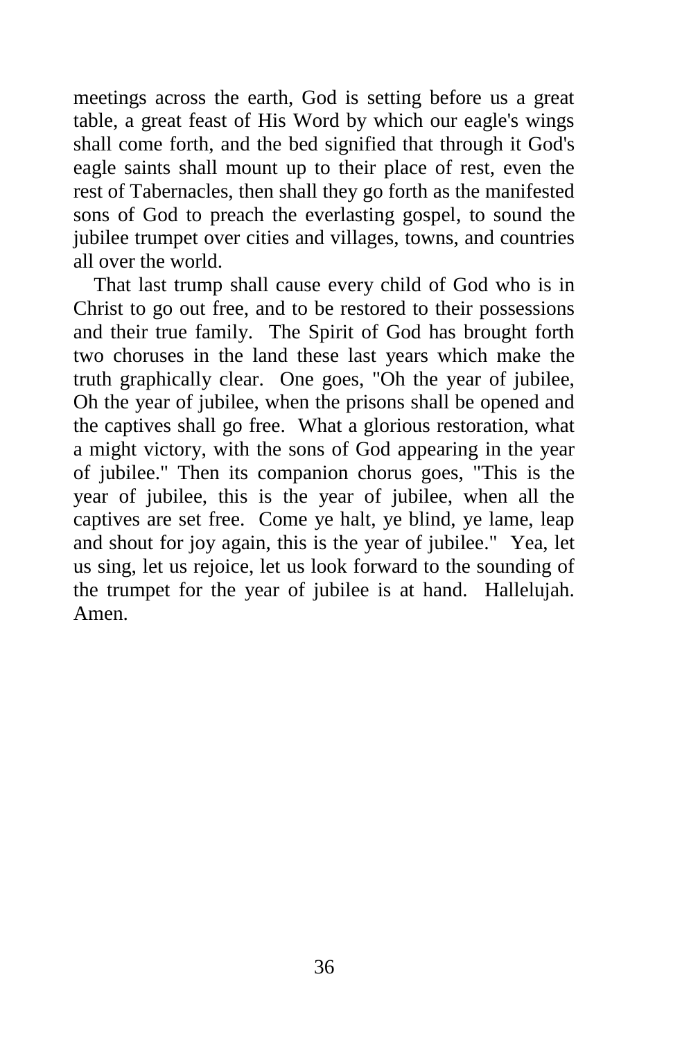meetings across the earth, God is setting before us a great table, a great feast of His Word by which our eagle's wings shall come forth, and the bed signified that through it God's eagle saints shall mount up to their place of rest, even the rest of Tabernacles, then shall they go forth as the manifested sons of God to preach the everlasting gospel, to sound the jubilee trumpet over cities and villages, towns, and countries all over the world.

That last trump shall cause every child of God who is in Christ to go out free, and to be restored to their possessions and their true family. The Spirit of God has brought forth two choruses in the land these last years which make the truth graphically clear. One goes, "Oh the year of jubilee, Oh the year of jubilee, when the prisons shall be opened and the captives shall go free. What a glorious restoration, what a might victory, with the sons of God appearing in the year of jubilee." Then its companion chorus goes, "This is the year of jubilee, this is the year of jubilee, when all the captives are set free. Come ye halt, ye blind, ye lame, leap and shout for joy again, this is the year of jubilee." Yea, let us sing, let us rejoice, let us look forward to the sounding of the trumpet for the year of jubilee is at hand. Hallelujah. Amen.